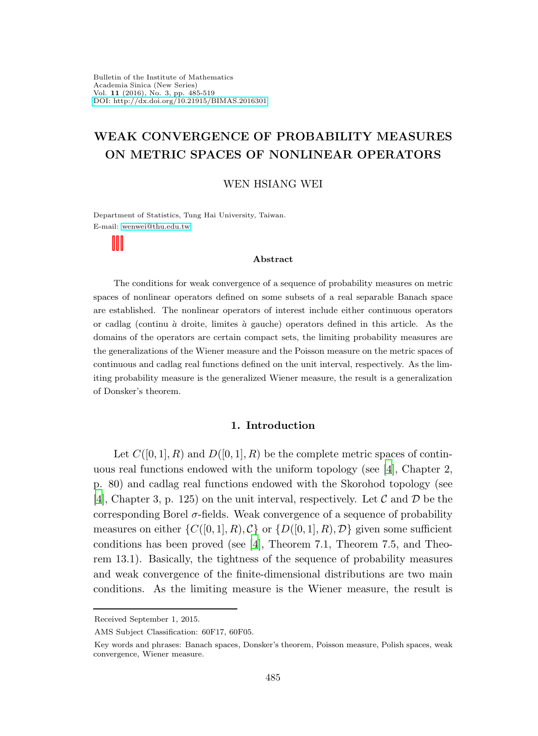Bulletin of the Institute of Mathematics
Academia Sinica (New Series)
Vol. **11** (2016), No. 3, pp. 485-519
DOI: http://dx.doi.org/10.21915/BIMAS.2016301

# WEAK CONVERGENCE OF PROBABILITY MEASURES ON METRIC SPACES OF NONLINEAR OPERATORS

WEN HSIANG WEI

Department of Statistics, Tung Hai University, Taiwan.
E-mail: wenwei@thu.edu.tw

### Abstract

The conditions for weak convergence of a sequence of probability measures on metric spaces of nonlinear operators defined on some subsets of a real separable Banach space are established. The nonlinear operators of interest include either continuous operators or cadlag (continu à droite, limites à gauche) operators defined in this article. As the domains of the operators are certain compact sets, the limiting probability measures are the generalizations of the Wiener measure and the Poisson measure on the metric spaces of continuous and cadlag real functions defined on the unit interval, respectively. As the limiting probability measure is the generalized Wiener measure, the result is a generalization of Donsker's theorem.

## 1. Introduction

Let $C([0,1],R)$ and $D([0,1],R)$ be the complete metric spaces of continuous real functions endowed with the uniform topology (see [4], Chapter 2, p. 80) and cadlag real functions endowed with the Skorohod topology (see [4], Chapter 3, p. 125) on the unit interval, respectively. Let $\mathcal{C}$ and $\mathcal{D}$ be the corresponding Borel $\sigma$-fields. Weak convergence of a sequence of probability measures on either $\{C([0,1],R),\mathcal{C}\}$ or $\{D([0,1],R),\mathcal{D}\}$ given some sufficient conditions has been proved (see [4], Theorem 7.1, Theorem 7.5, and Theorem 13.1). Basically, the tightness of the sequence of probability measures and weak convergence of the finite-dimensional distributions are two main conditions. As the limiting measure is the Wiener measure, the result is

Received September 1, 2015.

AMS Subject Classification: 60F17, 60F05.

Key words and phrases: Banach spaces, Donsker's theorem, Poisson measure, Polish spaces, weak convergence, Wiener measure.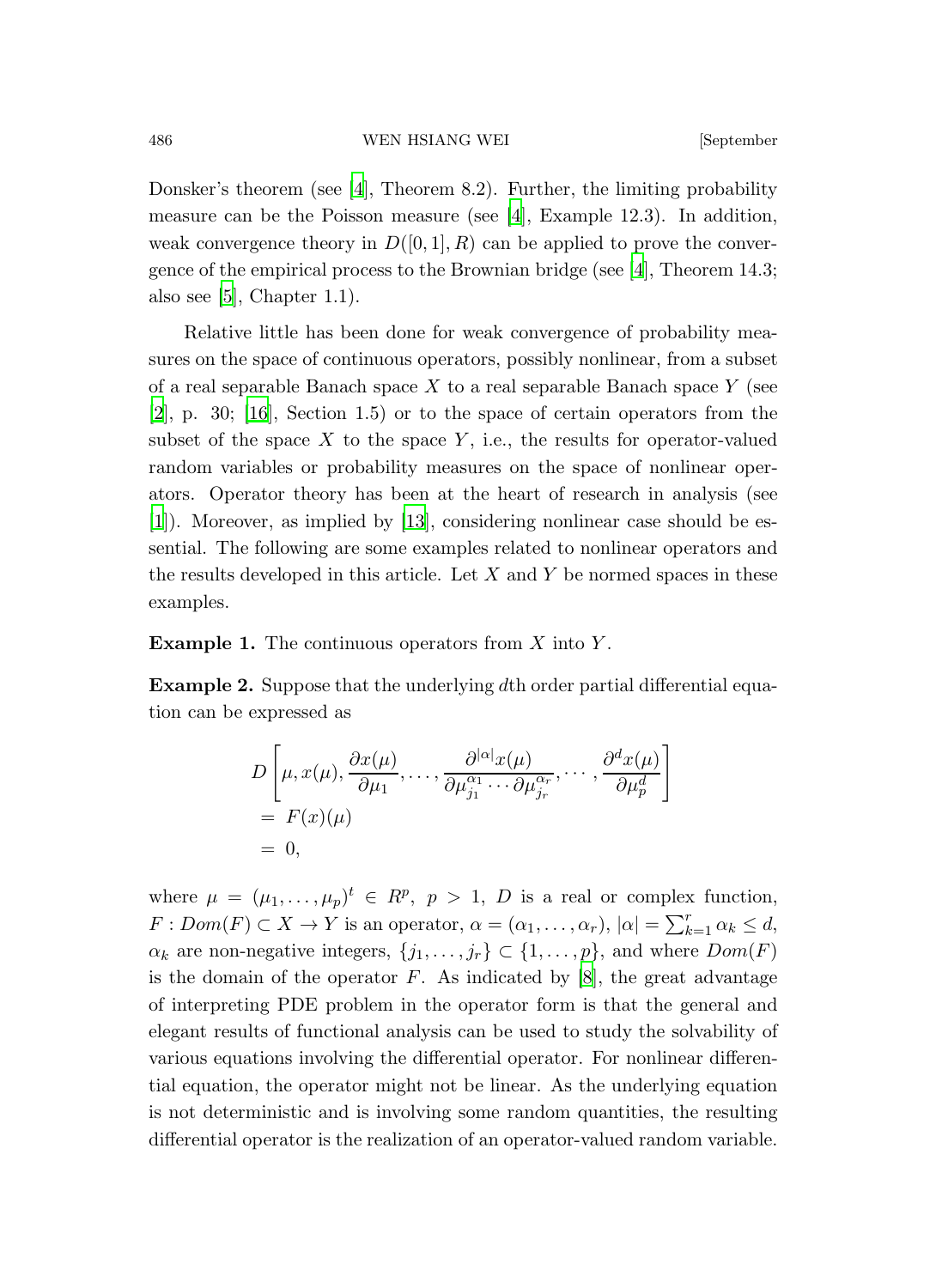Donsker's theorem (see [4], Theorem 8.2). Further, the limiting probability measure can be the Poisson measure (see [4], Example 12.3). In addition, weak convergence theory in $D([0,1], R)$ can be applied to prove the convergence of the empirical process to the Brownian bridge (see [4], Theorem 14.3; also see [5], Chapter 1.1).

Relative little has been done for weak convergence of probability measures on the space of continuous operators, possibly nonlinear, from a subset of a real separable Banach space $X$ to a real separable Banach space $Y$ (see [2], p. 30; [16], Section 1.5) or to the space of certain operators from the subset of the space $X$ to the space $Y$, i.e., the results for operator-valued random variables or probability measures on the space of nonlinear operators. Operator theory has been at the heart of research in analysis (see [1]). Moreover, as implied by [13], considering nonlinear case should be essential. The following are some examples related to nonlinear operators and the results developed in this article. Let $X$ and $Y$ be normed spaces in these examples.

**Example 1.** The continuous operators from $X$ into $Y$.

**Example 2.** Suppose that the underlying $d$th order partial differential equation can be expressed as

$$
\begin{aligned}
& D\left[\mu, x(\mu), \frac{\partial x(\mu)}{\partial \mu_1}, \ldots, \frac{\partial^{|\alpha|} x(\mu)}{\partial \mu_{j_1}^{\alpha_1} \cdots \partial \mu_{j_r}^{\alpha_r}}, \cdots, \frac{\partial^d x(\mu)}{\partial \mu_p^d}\right] \\
&= F(x)(\mu) \\
&= 0,
\end{aligned}
$$

where $\mu = (\mu_1, \ldots, \mu_p)^t \in R^p$, $p > 1$, $D$ is a real or complex function, $F : Dom(F) \subset X \to Y$ is an operator, $\alpha = (\alpha_1, \ldots, \alpha_r)$, $|\alpha| = \sum_{k=1}^{r} \alpha_k \leq d$, $\alpha_k$ are non-negative integers, $\{j_1, \ldots, j_r\} \subset \{1, \ldots, p\}$, and where $Dom(F)$ is the domain of the operator $F$. As indicated by [8], the great advantage of interpreting PDE problem in the operator form is that the general and elegant results of functional analysis can be used to study the solvability of various equations involving the differential operator. For nonlinear differential equation, the operator might not be linear. As the underlying equation is not deterministic and is involving some random quantities, the resulting differential operator is the realization of an operator-valued random variable.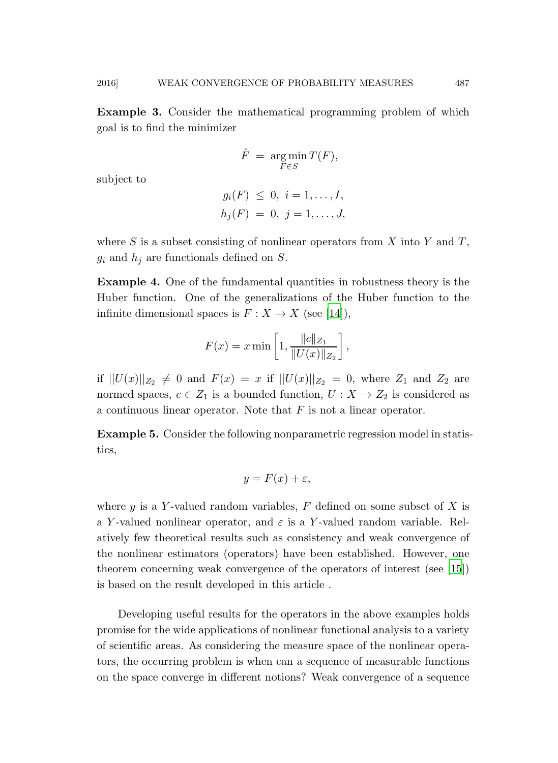**Example 3.** Consider the mathematical programming problem of which goal is to find the minimizer

$$\hat{F} = \underset{F \in S}{\arg\min}\, T(F),$$

subject to

$$\begin{aligned} g_i(F) &\leq 0, \ i = 1, \ldots, I, \\ h_j(F) &= 0, \ j = 1, \ldots, J, \end{aligned}$$

where $S$ is a subset consisting of nonlinear operators from $X$ into $Y$ and $T$, $g_i$ and $h_j$ are functionals defined on $S$.

**Example 4.** One of the fundamental quantities in robustness theory is the Huber function. One of the generalizations of the Huber function to the infinite dimensional spaces is $F : X \to X$ (see [14]),

$$F(x) = x \min\left[1, \frac{\|c\|_{Z_1}}{\|U(x)\|_{Z_2}}\right],$$

if $||U(x)||_{Z_2} \neq 0$ and $F(x) = x$ if $||U(x)||_{Z_2} = 0$, where $Z_1$ and $Z_2$ are normed spaces, $c \in Z_1$ is a bounded function, $U : X \to Z_2$ is considered as a continuous linear operator. Note that $F$ is not a linear operator.

**Example 5.** Consider the following nonparametric regression model in statistics,

$$y = F(x) + \varepsilon,$$

where $y$ is a $Y$-valued random variables, $F$ defined on some subset of $X$ is a $Y$-valued nonlinear operator, and $\varepsilon$ is a $Y$-valued random variable. Relatively few theoretical results such as consistency and weak convergence of the nonlinear estimators (operators) have been established. However, one theorem concerning weak convergence of the operators of interest (see [15]) is based on the result developed in this article .

Developing useful results for the operators in the above examples holds promise for the wide applications of nonlinear functional analysis to a variety of scientific areas. As considering the measure space of the nonlinear operators, the occurring problem is when can a sequence of measurable functions on the space converge in different notions? Weak convergence of a sequence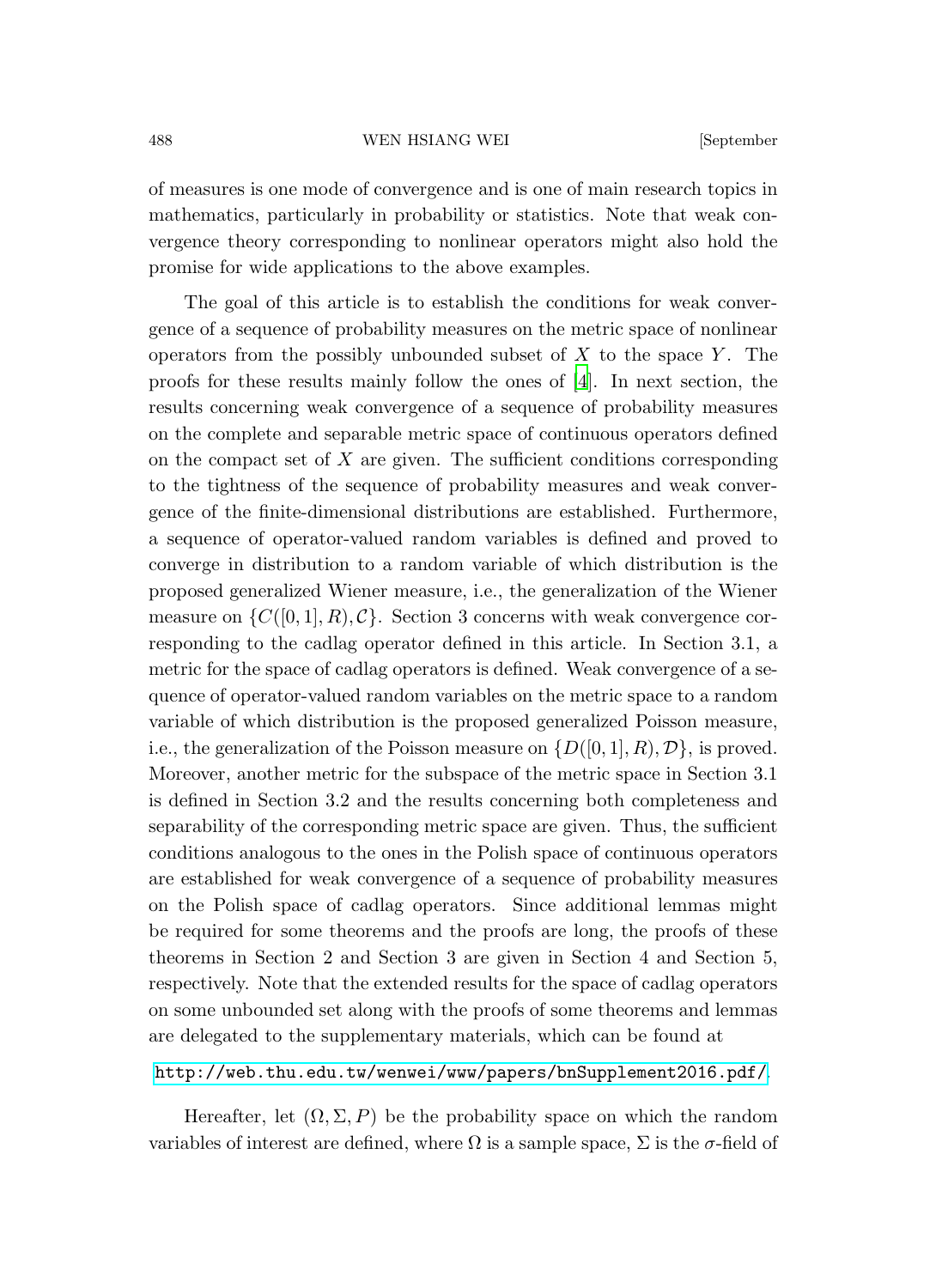of measures is one mode of convergence and is one of main research topics in mathematics, particularly in probability or statistics. Note that weak convergence theory corresponding to nonlinear operators might also hold the promise for wide applications to the above examples.

The goal of this article is to establish the conditions for weak convergence of a sequence of probability measures on the metric space of nonlinear operators from the possibly unbounded subset of $X$ to the space $Y$. The proofs for these results mainly follow the ones of [4]. In next section, the results concerning weak convergence of a sequence of probability measures on the complete and separable metric space of continuous operators defined on the compact set of $X$ are given. The sufficient conditions corresponding to the tightness of the sequence of probability measures and weak convergence of the finite-dimensional distributions are established. Furthermore, a sequence of operator-valued random variables is defined and proved to converge in distribution to a random variable of which distribution is the proposed generalized Wiener measure, i.e., the generalization of the Wiener measure on $\{C([0,1],R),\mathcal{C}\}$. Section 3 concerns with weak convergence corresponding to the cadlag operator defined in this article. In Section 3.1, a metric for the space of cadlag operators is defined. Weak convergence of a sequence of operator-valued random variables on the metric space to a random variable of which distribution is the proposed generalized Poisson measure, i.e., the generalization of the Poisson measure on $\{D([0,1],R),\mathcal{D}\}$, is proved. Moreover, another metric for the subspace of the metric space in Section 3.1 is defined in Section 3.2 and the results concerning both completeness and separability of the corresponding metric space are given. Thus, the sufficient conditions analogous to the ones in the Polish space of continuous operators are established for weak convergence of a sequence of probability measures on the Polish space of cadlag operators. Since additional lemmas might be required for some theorems and the proofs are long, the proofs of these theorems in Section 2 and Section 3 are given in Section 4 and Section 5, respectively. Note that the extended results for the space of cadlag operators on some unbounded set along with the proofs of some theorems and lemmas are delegated to the supplementary materials, which can be found at

http://web.thu.edu.tw/wenwei/www/papers/bnSupplement2016.pdf/.

Hereafter, let $(\Omega,\Sigma,P)$ be the probability space on which the random variables of interest are defined, where $\Omega$ is a sample space, $\Sigma$ is the $\sigma$-field of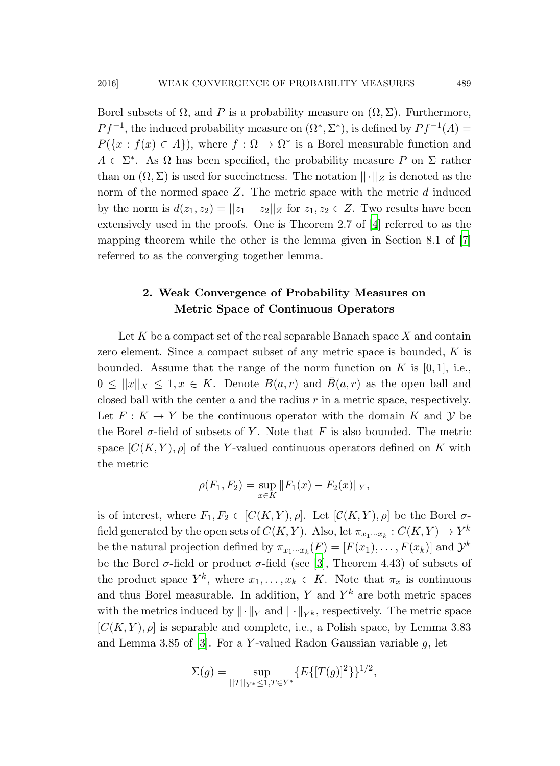Borel subsets of $\Omega$, and $P$ is a probability measure on $(\Omega, \Sigma)$. Furthermore, $Pf^{-1}$, the induced probability measure on $(\Omega^*, \Sigma^*)$, is defined by $Pf^{-1}(A) = P(\{x : f(x) \in A\})$, where $f : \Omega \to \Omega^*$ is a Borel measurable function and $A \in \Sigma^*$. As $\Omega$ has been specified, the probability measure $P$ on $\Sigma$ rather than on $(\Omega, \Sigma)$ is used for succinctness. The notation $||\cdot||_Z$ is denoted as the norm of the normed space $Z$. The metric space with the metric $d$ induced by the norm is $d(z_1, z_2) = ||z_1 - z_2||_Z$ for $z_1, z_2 \in Z$. Two results have been extensively used in the proofs. One is Theorem 2.7 of [4] referred to as the mapping theorem while the other is the lemma given in Section 8.1 of [7] referred to as the converging together lemma.

## 2. Weak Convergence of Probability Measures on Metric Space of Continuous Operators

Let $K$ be a compact set of the real separable Banach space $X$ and contain zero element. Since a compact subset of any metric space is bounded, $K$ is bounded. Assume that the range of the norm function on $K$ is $[0, 1]$, i.e., $0 \le ||x||_X \le 1, x \in K$. Denote $B(a, r)$ and $\bar{B}(a, r)$ as the open ball and closed ball with the center $a$ and the radius $r$ in a metric space, respectively. Let $F : K \to Y$ be the continuous operator with the domain $K$ and $\mathcal{Y}$ be the Borel $\sigma$-field of subsets of $Y$. Note that $F$ is also bounded. The metric space $[C(K, Y), \rho]$ of the $Y$-valued continuous operators defined on $K$ with the metric

$$\rho(F_1, F_2) = \sup_{x \in K} \|F_1(x) - F_2(x)\|_Y,$$

is of interest, where $F_1, F_2 \in [C(K, Y), \rho]$. Let $[\mathcal{C}(K, Y), \rho]$ be the Borel $\sigma$-field generated by the open sets of $C(K, Y)$. Also, let $\pi_{x_1 \cdots x_k} : C(K, Y) \to Y^k$ be the natural projection defined by $\pi_{x_1 \cdots x_k}(F) = [F(x_1), \ldots, F(x_k)]$ and $\mathcal{Y}^k$ be the Borel $\sigma$-field or product $\sigma$-field (see [3], Theorem 4.43) of subsets of the product space $Y^k$, where $x_1, \ldots, x_k \in K$. Note that $\pi_x$ is continuous and thus Borel measurable. In addition, $Y$ and $Y^k$ are both metric spaces with the metrics induced by $\|\cdot\|_Y$ and $\|\cdot\|_{Y^k}$, respectively. The metric space $[C(K, Y), \rho]$ is separable and complete, i.e., a Polish space, by Lemma 3.83 and Lemma 3.85 of [3]. For a $Y$-valued Radon Gaussian variable $g$, let

$$\Sigma(g) = \sup_{||T||_{Y^*} \le 1, T \in Y^*} \{E\{[T(g)]^2\}\}^{1/2},$$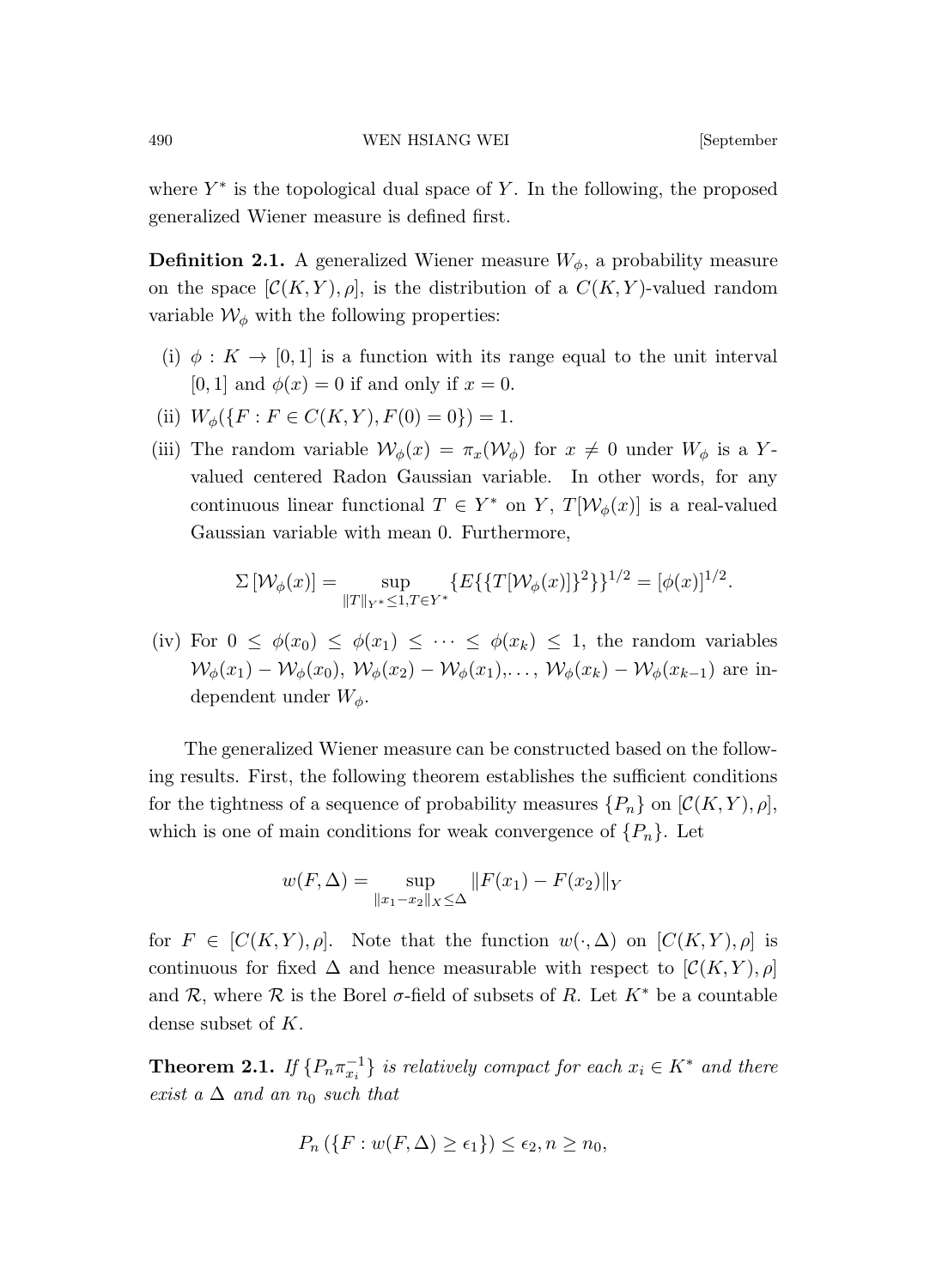where $Y^*$ is the topological dual space of $Y$. In the following, the proposed generalized Wiener measure is defined first.

**Definition 2.1.** A generalized Wiener measure $W_\phi$, a probability measure on the space $[\mathcal{C}(K,Y), \rho]$, is the distribution of a $C(K,Y)$-valued random variable $\mathcal{W}_\phi$ with the following properties:

(i) $\phi : K \to [0,1]$ is a function with its range equal to the unit interval $[0,1]$ and $\phi(x) = 0$ if and only if $x = 0$.

(ii) $W_\phi(\{F : F \in C(K,Y), F(0) = 0\}) = 1$.

(iii) The random variable $\mathcal{W}_\phi(x) = \pi_x(\mathcal{W}_\phi)$ for $x \neq 0$ under $W_\phi$ is a $Y$-valued centered Radon Gaussian variable. In other words, for any continuous linear functional $T \in Y^*$ on $Y$, $T[\mathcal{W}_\phi(x)]$ is a real-valued Gaussian variable with mean 0. Furthermore,

$$\Sigma\left[\mathcal{W}_\phi(x)\right] = \sup_{\|T\|_{Y^*} \leq 1, T \in Y^*} \{E\{\{T[\mathcal{W}_\phi(x)]\}^2\}\}^{1/2} = [\phi(x)]^{1/2}.$$

(iv) For $0 \leq \phi(x_0) \leq \phi(x_1) \leq \cdots \leq \phi(x_k) \leq 1$, the random variables $\mathcal{W}_\phi(x_1) - \mathcal{W}_\phi(x_0)$, $\mathcal{W}_\phi(x_2) - \mathcal{W}_\phi(x_1)$,..., $\mathcal{W}_\phi(x_k) - \mathcal{W}_\phi(x_{k-1})$ are independent under $W_\phi$.

The generalized Wiener measure can be constructed based on the following results. First, the following theorem establishes the sufficient conditions for the tightness of a sequence of probability measures $\{P_n\}$ on $[\mathcal{C}(K,Y), \rho]$, which is one of main conditions for weak convergence of $\{P_n\}$. Let

$$w(F, \Delta) = \sup_{\|x_1 - x_2\|_X \leq \Delta} \|F(x_1) - F(x_2)\|_Y$$

for $F \in [C(K,Y), \rho]$. Note that the function $w(\cdot, \Delta)$ on $[C(K,Y), \rho]$ is continuous for fixed $\Delta$ and hence measurable with respect to $[\mathcal{C}(K,Y), \rho]$ and $\mathcal{R}$, where $\mathcal{R}$ is the Borel $\sigma$-field of subsets of $R$. Let $K^*$ be a countable dense subset of $K$.

**Theorem 2.1.** *If $\{P_n \pi_{x_i}^{-1}\}$ is relatively compact for each $x_i \in K^*$ and there exist a $\Delta$ and an $n_0$ such that*

$$P_n\left(\{F : w(F, \Delta) \geq \epsilon_1\}\right) \leq \epsilon_2, n \geq n_0,$$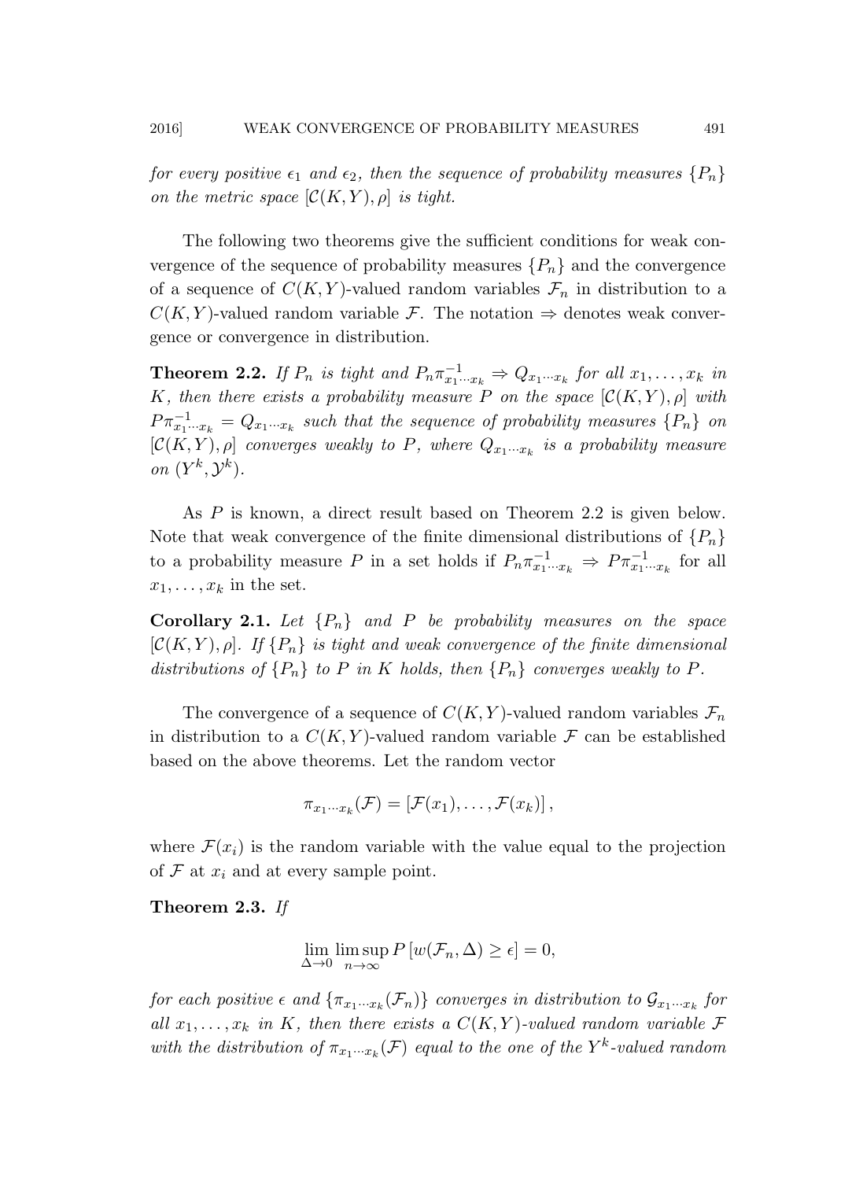*for every positive $\epsilon_1$ and $\epsilon_2$, then the sequence of probability measures $\{P_n\}$ on the metric space $[\mathcal{C}(K,Y),\rho]$ is tight.*

The following two theorems give the sufficient conditions for weak convergence of the sequence of probability measures $\{P_n\}$ and the convergence of a sequence of $C(K,Y)$-valued random variables $\mathcal{F}_n$ in distribution to a $C(K,Y)$-valued random variable $\mathcal{F}$. The notation $\Rightarrow$ denotes weak convergence or convergence in distribution.

**Theorem 2.2.** *If $P_n$ is tight and $P_n\pi^{-1}_{x_1\cdots x_k} \Rightarrow Q_{x_1\cdots x_k}$ for all $x_1,\ldots,x_k$ in $K$, then there exists a probability measure $P$ on the space $[\mathcal{C}(K,Y),\rho]$ with $P\pi^{-1}_{x_1\cdots x_k} = Q_{x_1\cdots x_k}$ such that the sequence of probability measures $\{P_n\}$ on $[\mathcal{C}(K,Y),\rho]$ converges weakly to $P$, where $Q_{x_1\cdots x_k}$ is a probability measure on $(Y^k,\mathcal{Y}^k)$.*

As $P$ is known, a direct result based on Theorem 2.2 is given below. Note that weak convergence of the finite dimensional distributions of $\{P_n\}$ to a probability measure $P$ in a set holds if $P_n\pi^{-1}_{x_1\cdots x_k} \Rightarrow P\pi^{-1}_{x_1\cdots x_k}$ for all $x_1,\ldots,x_k$ in the set.

**Corollary 2.1.** *Let $\{P_n\}$ and $P$ be probability measures on the space $[\mathcal{C}(K,Y),\rho]$. If $\{P_n\}$ is tight and weak convergence of the finite dimensional distributions of $\{P_n\}$ to $P$ in $K$ holds, then $\{P_n\}$ converges weakly to $P$.*

The convergence of a sequence of $C(K,Y)$-valued random variables $\mathcal{F}_n$ in distribution to a $C(K,Y)$-valued random variable $\mathcal{F}$ can be established based on the above theorems. Let the random vector

$$\pi_{x_1\cdots x_k}(\mathcal{F}) = [\mathcal{F}(x_1),\ldots,\mathcal{F}(x_k)],$$

where $\mathcal{F}(x_i)$ is the random variable with the value equal to the projection of $\mathcal{F}$ at $x_i$ and at every sample point.

**Theorem 2.3.** *If*

$$\lim_{\Delta\to 0}\limsup_{n\to\infty} P\left[w(\mathcal{F}_n,\Delta)\geq\epsilon\right] = 0,$$

*for each positive $\epsilon$ and $\{\pi_{x_1\cdots x_k}(\mathcal{F}_n)\}$ converges in distribution to $\mathcal{G}_{x_1\cdots x_k}$ for all $x_1,\ldots,x_k$ in $K$, then there exists a $C(K,Y)$-valued random variable $\mathcal{F}$ with the distribution of $\pi_{x_1\cdots x_k}(\mathcal{F})$ equal to the one of the $Y^k$-valued random*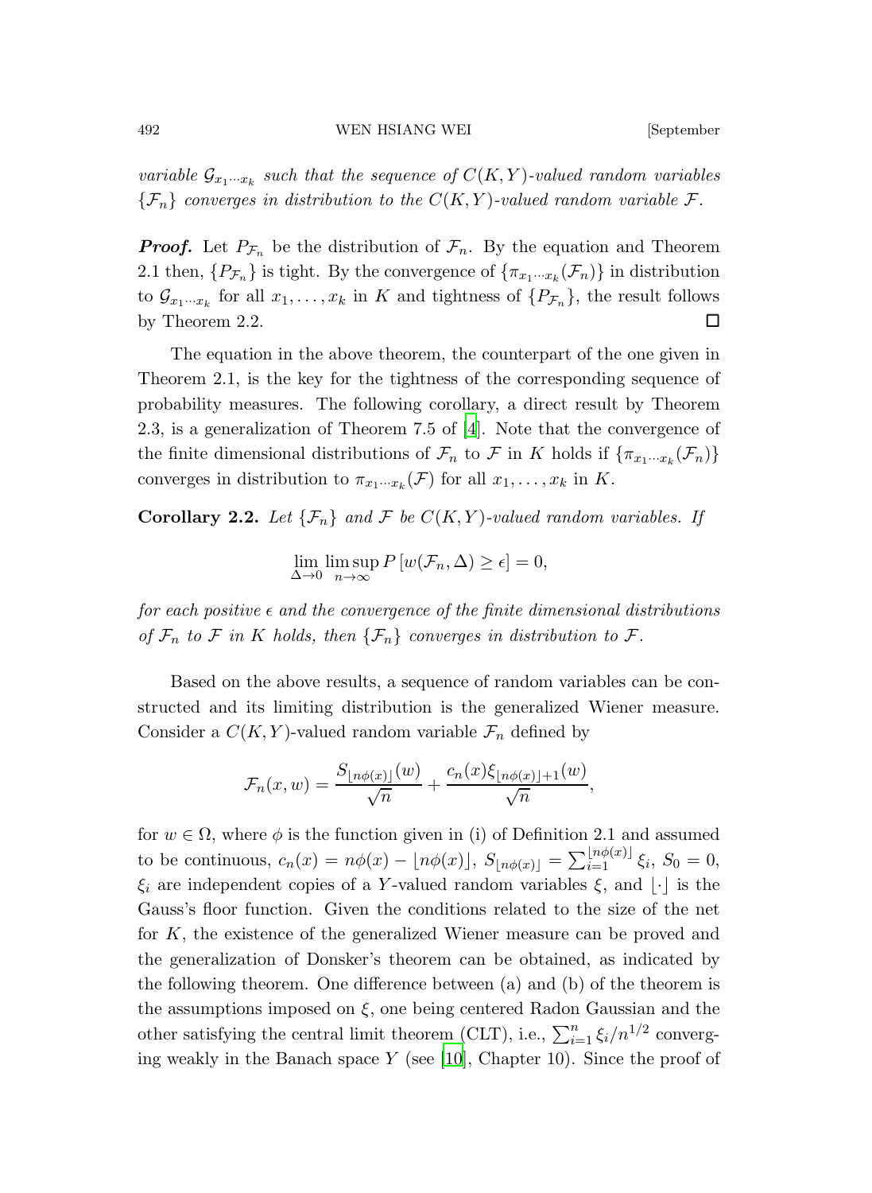*variable $\mathcal{G}_{x_1\cdots x_k}$ such that the sequence of $C(K,Y)$-valued random variables $\{\mathcal{F}_n\}$ converges in distribution to the $C(K,Y)$-valued random variable $\mathcal{F}$.*

***Proof.*** Let $P_{\mathcal{F}_n}$ be the distribution of $\mathcal{F}_n$. By the equation and Theorem 2.1 then, $\{P_{\mathcal{F}_n}\}$ is tight. By the convergence of $\{\pi_{x_1\cdots x_k}(\mathcal{F}_n)\}$ in distribution to $\mathcal{G}_{x_1\cdots x_k}$ for all $x_1,\ldots,x_k$ in $K$ and tightness of $\{P_{\mathcal{F}_n}\}$, the result follows by Theorem 2.2. $\square$

The equation in the above theorem, the counterpart of the one given in Theorem 2.1, is the key for the tightness of the corresponding sequence of probability measures. The following corollary, a direct result by Theorem 2.3, is a generalization of Theorem 7.5 of [4]. Note that the convergence of the finite dimensional distributions of $\mathcal{F}_n$ to $\mathcal{F}$ in $K$ holds if $\{\pi_{x_1\cdots x_k}(\mathcal{F}_n)\}$ converges in distribution to $\pi_{x_1\cdots x_k}(\mathcal{F})$ for all $x_1,\ldots,x_k$ in $K$.

**Corollary 2.2.** *Let $\{\mathcal{F}_n\}$ and $\mathcal{F}$ be $C(K,Y)$-valued random variables. If*

$$\lim_{\Delta\to 0}\limsup_{n\to\infty} P\left[w(\mathcal{F}_n,\Delta)\geq\epsilon\right]=0,$$

*for each positive $\epsilon$ and the convergence of the finite dimensional distributions of $\mathcal{F}_n$ to $\mathcal{F}$ in $K$ holds, then $\{\mathcal{F}_n\}$ converges in distribution to $\mathcal{F}$.*

Based on the above results, a sequence of random variables can be constructed and its limiting distribution is the generalized Wiener measure. Consider a $C(K,Y)$-valued random variable $\mathcal{F}_n$ defined by

$$\mathcal{F}_n(x,w)=\frac{S_{\lfloor n\phi(x)\rfloor}(w)}{\sqrt{n}}+\frac{c_n(x)\xi_{\lfloor n\phi(x)\rfloor+1}(w)}{\sqrt{n}},$$

for $w\in\Omega$, where $\phi$ is the function given in (i) of Definition 2.1 and assumed to be continuous, $c_n(x)=n\phi(x)-\lfloor n\phi(x)\rfloor$, $S_{\lfloor n\phi(x)\rfloor}=\sum_{i=1}^{\lfloor n\phi(x)\rfloor}\xi_i$, $S_0=0$, $\xi_i$ are independent copies of a $Y$-valued random variables $\xi$, and $\lfloor\cdot\rfloor$ is the Gauss's floor function. Given the conditions related to the size of the net for $K$, the existence of the generalized Wiener measure can be proved and the generalization of Donsker's theorem can be obtained, as indicated by the following theorem. One difference between (a) and (b) of the theorem is the assumptions imposed on $\xi$, one being centered Radon Gaussian and the other satisfying the central limit theorem (CLT), i.e., $\sum_{i=1}^{n}\xi_i/n^{1/2}$ converging weakly in the Banach space $Y$ (see [10], Chapter 10). Since the proof of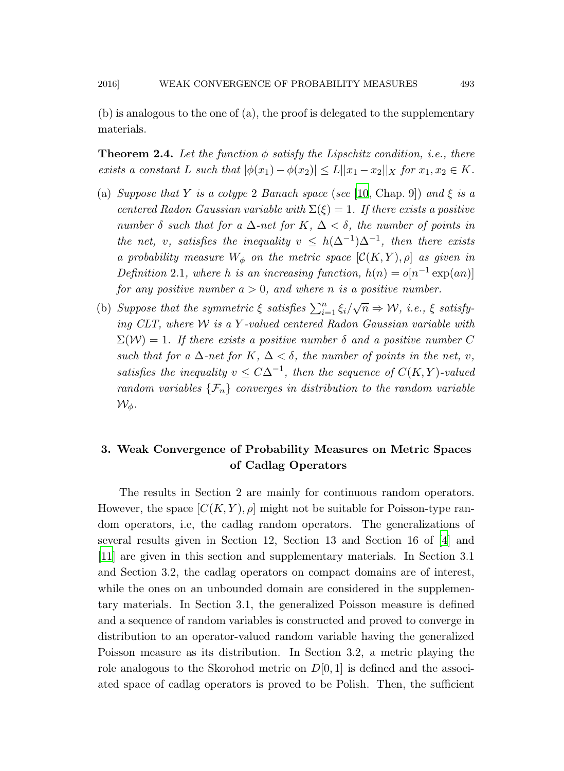(b) is analogous to the one of (a), the proof is delegated to the supplementary materials.

**Theorem 2.4.** *Let the function $\phi$ satisfy the Lipschitz condition, i.e., there exists a constant $L$ such that $|\phi(x_1) - \phi(x_2)| \leq L||x_1 - x_2||_X$ for $x_1, x_2 \in K$.*

(a) *Suppose that $Y$ is a cotype 2 Banach space (see [10, Chap. 9]) and $\xi$ is a centered Radon Gaussian variable with $\Sigma(\xi) = 1$. If there exists a positive number $\delta$ such that for a $\Delta$-net for $K$, $\Delta < \delta$, the number of points in the net, $v$, satisfies the inequality $v \leq h(\Delta^{-1})\Delta^{-1}$, then there exists a probability measure $W_\phi$ on the metric space $[\mathcal{C}(K, Y), \rho]$ as given in Definition 2.1, where $h$ is an increasing function, $h(n) = o[n^{-1}\exp(an)]$ for any positive number $a > 0$, and where $n$ is a positive number.*

(b) *Suppose that the symmetric $\xi$ satisfies $\sum_{i=1}^{n} \xi_i/\sqrt{n} \Rightarrow \mathcal{W}$, i.e., $\xi$ satisfying CLT, where $\mathcal{W}$ is a $Y$-valued centered Radon Gaussian variable with $\Sigma(\mathcal{W}) = 1$. If there exists a positive number $\delta$ and a positive number $C$ such that for a $\Delta$-net for $K$, $\Delta < \delta$, the number of points in the net, $v$, satisfies the inequality $v \leq C\Delta^{-1}$, then the sequence of $C(K, Y)$-valued random variables $\{\mathcal{F}_n\}$ converges in distribution to the random variable $\mathcal{W}_\phi$.*

## 3. Weak Convergence of Probability Measures on Metric Spaces of Cadlag Operators

The results in Section 2 are mainly for continuous random operators. However, the space $[C(K, Y), \rho]$ might not be suitable for Poisson-type random operators, i.e, the cadlag random operators. The generalizations of several results given in Section 12, Section 13 and Section 16 of [4] and [11] are given in this section and supplementary materials. In Section 3.1 and Section 3.2, the cadlag operators on compact domains are of interest, while the ones on an unbounded domain are considered in the supplementary materials. In Section 3.1, the generalized Poisson measure is defined and a sequence of random variables is constructed and proved to converge in distribution to an operator-valued random variable having the generalized Poisson measure as its distribution. In Section 3.2, a metric playing the role analogous to the Skorohod metric on $D[0, 1]$ is defined and the associated space of cadlag operators is proved to be Polish. Then, the sufficient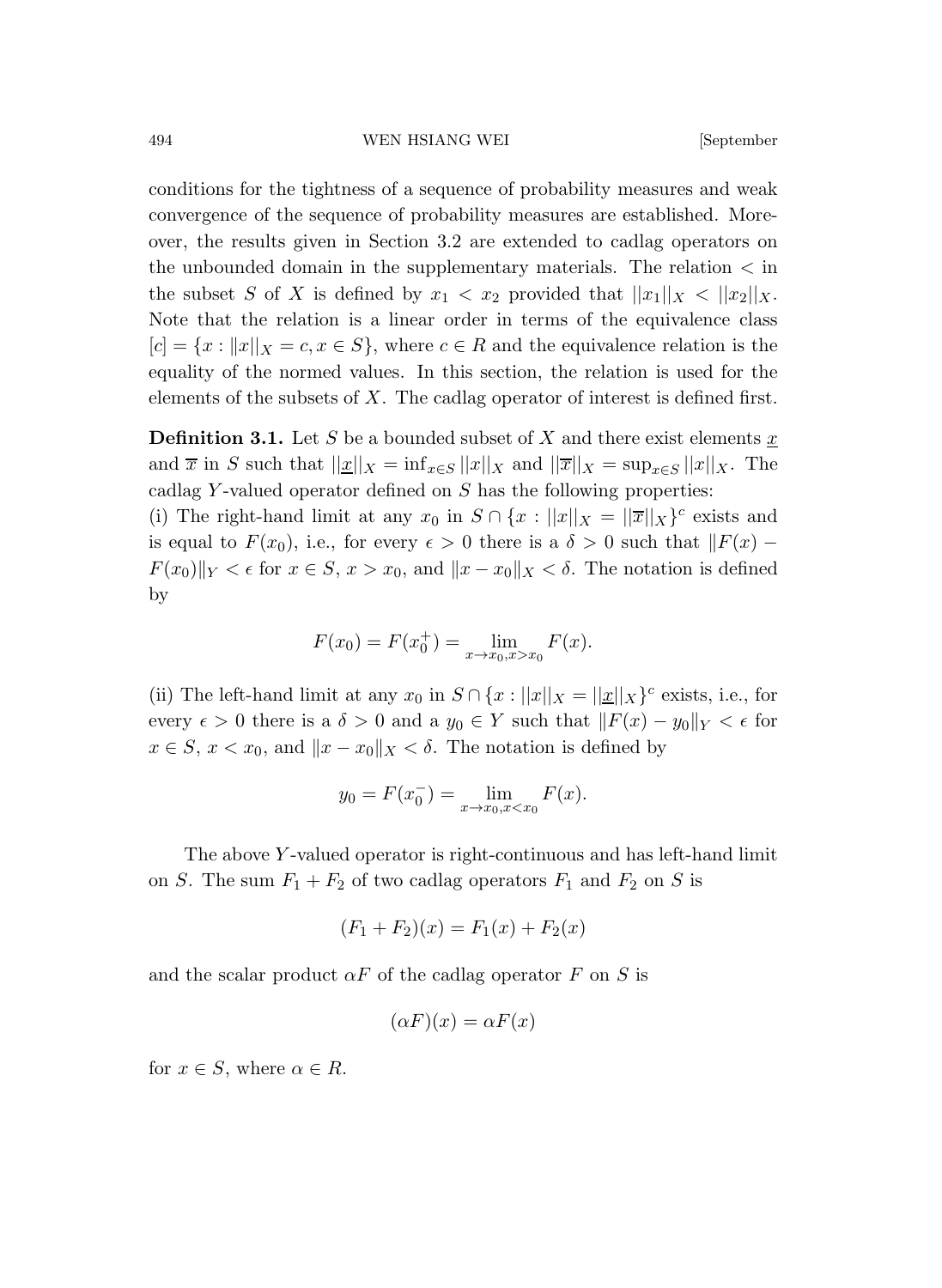conditions for the tightness of a sequence of probability measures and weak convergence of the sequence of probability measures are established. Moreover, the results given in Section 3.2 are extended to cadlag operators on the unbounded domain in the supplementary materials. The relation $<$ in the subset $S$ of $X$ is defined by $x_1 < x_2$ provided that $||x_1||_X < ||x_2||_X$. Note that the relation is a linear order in terms of the equivalence class $[c] = \{x : \|x\|_X = c, x \in S\}$, where $c \in R$ and the equivalence relation is the equality of the normed values. In this section, the relation is used for the elements of the subsets of $X$. The cadlag operator of interest is defined first.

**Definition 3.1.** Let $S$ be a bounded subset of $X$ and there exist elements $\underline{x}$ and $\overline{x}$ in $S$ such that $||\underline{x}||_X = \inf_{x \in S} ||x||_X$ and $||\overline{x}||_X = \sup_{x \in S} ||x||_X$. The cadlag $Y$-valued operator defined on $S$ has the following properties:

(i) The right-hand limit at any $x_0$ in $S \cap \{x : ||x||_X = ||\overline{x}||_X\}^c$ exists and is equal to $F(x_0)$, i.e., for every $\epsilon > 0$ there is a $\delta > 0$ such that $\|F(x) - F(x_0)\|_Y < \epsilon$ for $x \in S$, $x > x_0$, and $\|x - x_0\|_X < \delta$. The notation is defined by

$$F(x_0) = F(x_0^+) = \lim_{x \to x_0, x > x_0} F(x).$$

(ii) The left-hand limit at any $x_0$ in $S \cap \{x : ||x||_X = ||\underline{x}||_X\}^c$ exists, i.e., for every $\epsilon > 0$ there is a $\delta > 0$ and a $y_0 \in Y$ such that $\|F(x) - y_0\|_Y < \epsilon$ for $x \in S$, $x < x_0$, and $\|x - x_0\|_X < \delta$. The notation is defined by

$$y_0 = F(x_0^-) = \lim_{x \to x_0, x < x_0} F(x).$$

The above $Y$-valued operator is right-continuous and has left-hand limit on $S$. The sum $F_1 + F_2$ of two cadlag operators $F_1$ and $F_2$ on $S$ is

$$(F_1 + F_2)(x) = F_1(x) + F_2(x)$$

and the scalar product $\alpha F$ of the cadlag operator $F$ on $S$ is

$$(\alpha F)(x) = \alpha F(x)$$

for $x \in S$, where $\alpha \in R$.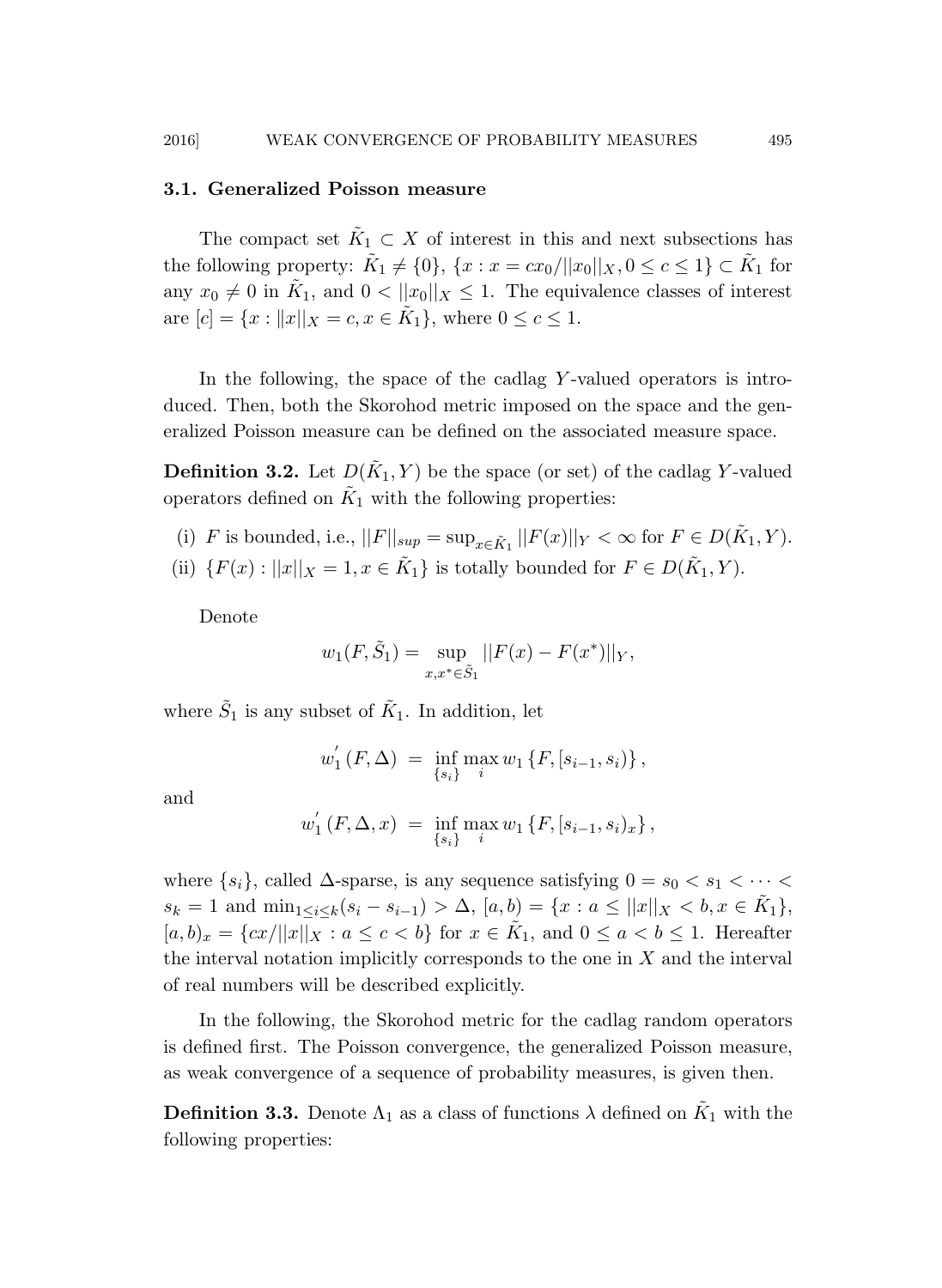### 3.1. Generalized Poisson measure

The compact set $\tilde{K}_1 \subset X$ of interest in this and next subsections has the following property: $\tilde{K}_1 \neq \{0\}$, $\{x : x = cx_0/||x_0||_X, 0 \leq c \leq 1\} \subset \tilde{K}_1$ for any $x_0 \neq 0$ in $\tilde{K}_1$, and $0 < ||x_0||_X \leq 1$. The equivalence classes of interest are $[c] = \{x : \|x\|_X = c, x \in \tilde{K}_1\}$, where $0 \leq c \leq 1$.

In the following, the space of the cadlag $Y$-valued operators is introduced. Then, both the Skorohod metric imposed on the space and the generalized Poisson measure can be defined on the associated measure space.

**Definition 3.2.** Let $D(\tilde{K}_1, Y)$ be the space (or set) of the cadlag $Y$-valued operators defined on $\tilde{K}_1$ with the following properties:

(i) $F$ is bounded, i.e., $||F||_{sup} = \sup_{x \in \tilde{K}_1} ||F(x)||_Y < \infty$ for $F \in D(\tilde{K}_1, Y)$.

(ii) $\{F(x) : ||x||_X = 1, x \in \tilde{K}_1\}$ is totally bounded for $F \in D(\tilde{K}_1, Y)$.

Denote

$$w_1(F, \tilde{S}_1) = \sup_{x, x^* \in \tilde{S}_1} ||F(x) - F(x^*)||_Y,$$

where $\tilde{S}_1$ is any subset of $\tilde{K}_1$. In addition, let

$$w_1^{'}(F, \Delta) = \inf_{\{s_i\}} \max_i w_1 \{F, [s_{i-1}, s_i)\},$$

and

$$w_1^{'}(F, \Delta, x) = \inf_{\{s_i\}} \max_i w_1 \{F, [s_{i-1}, s_i)_x\},$$

where $\{s_i\}$, called $\Delta$-sparse, is any sequence satisfying $0 = s_0 < s_1 < \cdots < s_k = 1$ and $\min_{1 \leq i \leq k}(s_i - s_{i-1}) > \Delta$, $[a, b) = \{x : a \leq ||x||_X < b, x \in \tilde{K}_1\}$, $[a, b)_x = \{cx/||x||_X : a \leq c < b\}$ for $x \in \tilde{K}_1$, and $0 \leq a < b \leq 1$. Hereafter the interval notation implicitly corresponds to the one in $X$ and the interval of real numbers will be described explicitly.

In the following, the Skorohod metric for the cadlag random operators is defined first. The Poisson convergence, the generalized Poisson measure, as weak convergence of a sequence of probability measures, is given then.

**Definition 3.3.** Denote $\Lambda_1$ as a class of functions $\lambda$ defined on $\tilde{K}_1$ with the following properties: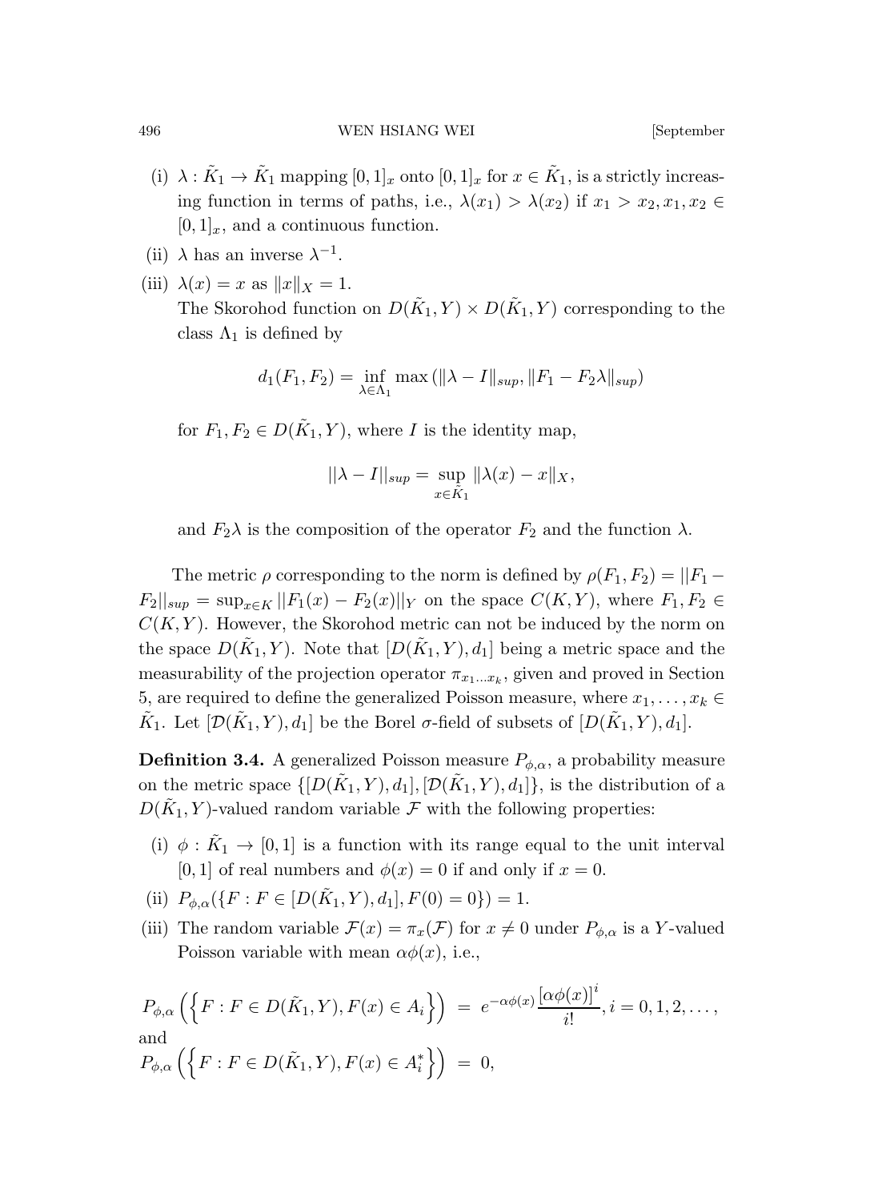(i) $\lambda : \tilde{K}_1 \to \tilde{K}_1$ mapping $[0,1]_x$ onto $[0,1]_x$ for $x \in \tilde{K}_1$, is a strictly increasing function in terms of paths, i.e., $\lambda(x_1) > \lambda(x_2)$ if $x_1 > x_2, x_1, x_2 \in [0,1]_x$, and a continuous function.

(ii) $\lambda$ has an inverse $\lambda^{-1}$.

(iii) $\lambda(x) = x$ as $\|x\|_X = 1$.

The Skorohod function on $D(\tilde{K}_1, Y) \times D(\tilde{K}_1, Y)$ corresponding to the class $\Lambda_1$ is defined by

$$d_1(F_1, F_2) = \inf_{\lambda \in \Lambda_1} \max\left(\|\lambda - I\|_{sup}, \|F_1 - F_2\lambda\|_{sup}\right)$$

for $F_1, F_2 \in D(\tilde{K}_1, Y)$, where $I$ is the identity map,

$$||\lambda - I||_{sup} = \sup_{x \in \tilde{K}_1} \|\lambda(x) - x\|_X,$$

and $F_2\lambda$ is the composition of the operator $F_2$ and the function $\lambda$.

The metric $\rho$ corresponding to the norm is defined by $\rho(F_1, F_2) = ||F_1 - F_2||_{sup} = \sup_{x \in K} ||F_1(x) - F_2(x)||_Y$ on the space $C(K, Y)$, where $F_1, F_2 \in C(K, Y)$. However, the Skorohod metric can not be induced by the norm on the space $D(\tilde{K}_1, Y)$. Note that $[D(\tilde{K}_1, Y), d_1]$ being a metric space and the measurability of the projection operator $\pi_{x_1 \ldots x_k}$, given and proved in Section 5, are required to define the generalized Poisson measure, where $x_1, \ldots, x_k \in \tilde{K}_1$. Let $[\mathcal{D}(\tilde{K}_1, Y), d_1]$ be the Borel $\sigma$-field of subsets of $[D(\tilde{K}_1, Y), d_1]$.

**Definition 3.4.** A generalized Poisson measure $P_{\phi,\alpha}$, a probability measure on the metric space $\{[D(\tilde{K}_1, Y), d_1], [\mathcal{D}(\tilde{K}_1, Y), d_1]\}$, is the distribution of a $D(\tilde{K}_1, Y)$-valued random variable $\mathcal{F}$ with the following properties:

(i) $\phi : \tilde{K}_1 \to [0,1]$ is a function with its range equal to the unit interval $[0,1]$ of real numbers and $\phi(x) = 0$ if and only if $x = 0$.

(ii) $P_{\phi,\alpha}(\{F : F \in [D(\tilde{K}_1, Y), d_1], F(0) = 0\}) = 1$.

(iii) The random variable $\mathcal{F}(x) = \pi_x(\mathcal{F})$ for $x \neq 0$ under $P_{\phi,\alpha}$ is a $Y$-valued Poisson variable with mean $\alpha\phi(x)$, i.e.,

$$P_{\phi,\alpha}\left(\left\{F : F \in D(\tilde{K}_1, Y), F(x) \in A_i\right\}\right) \;=\; e^{-\alpha\phi(x)} \frac{\left[\alpha\phi(x)\right]^i}{i!}, i = 0, 1, 2, \ldots,$$

and

$$P_{\phi,\alpha}\left(\left\{F : F \in D(\tilde{K}_1, Y), F(x) \in A_i^*\right\}\right) \;=\; 0,$$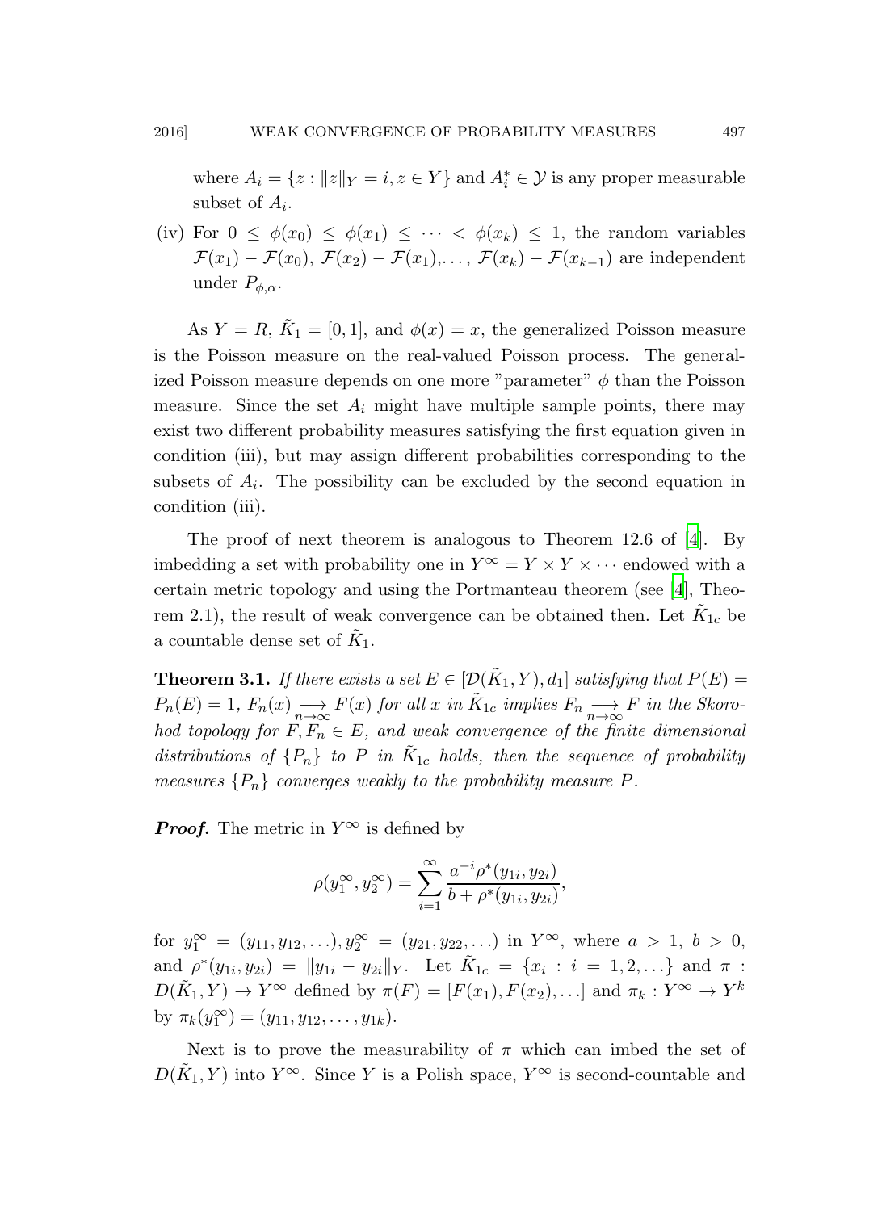where $A_i = \{z : \|z\|_Y = i, z \in Y\}$ and $A_i^* \in \mathcal{Y}$ is any proper measurable subset of $A_i$.

(iv) For $0 \leq \phi(x_0) \leq \phi(x_1) \leq \cdots < \phi(x_k) \leq 1$, the random variables $\mathcal{F}(x_1) - \mathcal{F}(x_0)$, $\mathcal{F}(x_2) - \mathcal{F}(x_1), \ldots$, $\mathcal{F}(x_k) - \mathcal{F}(x_{k-1})$ are independent under $P_{\phi,\alpha}$.

As $Y = R$, $\tilde{K}_1 = [0, 1]$, and $\phi(x) = x$, the generalized Poisson measure is the Poisson measure on the real-valued Poisson process. The generalized Poisson measure depends on one more "parameter" $\phi$ than the Poisson measure. Since the set $A_i$ might have multiple sample points, there may exist two different probability measures satisfying the first equation given in condition (iii), but may assign different probabilities corresponding to the subsets of $A_i$. The possibility can be excluded by the second equation in condition (iii).

The proof of next theorem is analogous to Theorem 12.6 of [4]. By imbedding a set with probability one in $Y^\infty = Y \times Y \times \cdots$ endowed with a certain metric topology and using the Portmanteau theorem (see [4], Theorem 2.1), the result of weak convergence can be obtained then. Let $\tilde{K}_{1c}$ be a countable dense set of $\tilde{K}_1$.

**Theorem 3.1.** *If there exists a set $E \in [\mathcal{D}(\tilde{K}_1, Y), d_1]$ satisfying that $P(E) = P_n(E) = 1$, $F_n(x) \underset{n\to\infty}{\longrightarrow} F(x)$ for all $x$ in $\tilde{K}_{1c}$ implies $F_n \underset{n\to\infty}{\longrightarrow} F$ in the Skorohod topology for $F, F_n \in E$, and weak convergence of the finite dimensional distributions of $\{P_n\}$ to $P$ in $\tilde{K}_{1c}$ holds, then the sequence of probability measures $\{P_n\}$ converges weakly to the probability measure $P$.*

***Proof.*** The metric in $Y^\infty$ is defined by

$$\rho(y_1^\infty, y_2^\infty) = \sum_{i=1}^{\infty} \frac{a^{-i}\rho^*(y_{1i}, y_{2i})}{b + \rho^*(y_{1i}, y_{2i})},$$

for $y_1^\infty = (y_{11}, y_{12}, \ldots), y_2^\infty = (y_{21}, y_{22}, \ldots)$ in $Y^\infty$, where $a > 1$, $b > 0$, and $\rho^*(y_{1i}, y_{2i}) = \|y_{1i} - y_{2i}\|_Y$. Let $\tilde{K}_{1c} = \{x_i : i = 1, 2, \ldots\}$ and $\pi : D(\tilde{K}_1, Y) \to Y^\infty$ defined by $\pi(F) = [F(x_1), F(x_2), \ldots]$ and $\pi_k : Y^\infty \to Y^k$ by $\pi_k(y_1^\infty) = (y_{11}, y_{12}, \ldots, y_{1k})$.

Next is to prove the measurability of $\pi$ which can imbed the set of $D(\tilde{K}_1, Y)$ into $Y^\infty$. Since $Y$ is a Polish space, $Y^\infty$ is second-countable and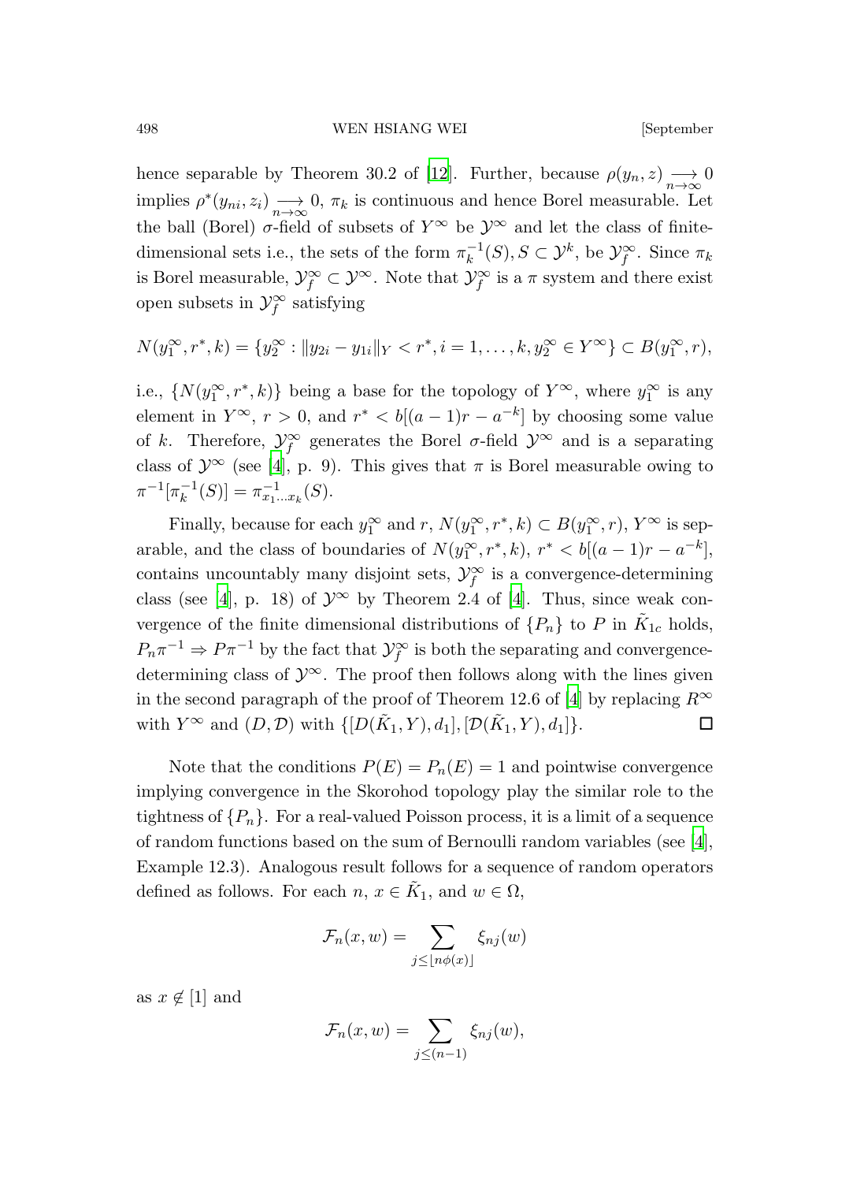hence separable by Theorem 30.2 of [12]. Further, because $\rho(y_n, z) \underset{n\to\infty}{\longrightarrow} 0$ implies $\rho^*(y_{ni}, z_i) \underset{n\to\infty}{\longrightarrow} 0$, $\pi_k$ is continuous and hence Borel measurable. Let the ball (Borel) $\sigma$-field of subsets of $Y^\infty$ be $\mathcal{Y}^\infty$ and let the class of finite-dimensional sets i.e., the sets of the form $\pi_k^{-1}(S), S \subset \mathcal{Y}^k$, be $\mathcal{Y}_f^\infty$. Since $\pi_k$ is Borel measurable, $\mathcal{Y}_f^\infty \subset \mathcal{Y}^\infty$. Note that $\mathcal{Y}_f^\infty$ is a $\pi$ system and there exist open subsets in $\mathcal{Y}_f^\infty$ satisfying

$$N(y_1^\infty, r^*, k) = \{y_2^\infty : \|y_{2i} - y_{1i}\|_Y < r^*, i = 1, \ldots, k, y_2^\infty \in Y^\infty\} \subset B(y_1^\infty, r),$$

i.e., $\{N(y_1^\infty, r^*, k)\}$ being a base for the topology of $Y^\infty$, where $y_1^\infty$ is any element in $Y^\infty$, $r > 0$, and $r^* < b[(a-1)r - a^{-k}]$ by choosing some value of $k$. Therefore, $\mathcal{Y}_f^\infty$ generates the Borel $\sigma$-field $\mathcal{Y}^\infty$ and is a separating class of $\mathcal{Y}^\infty$ (see [4], p. 9). This gives that $\pi$ is Borel measurable owing to $\pi^{-1}[\pi_k^{-1}(S)] = \pi_{x_1 \ldots x_k}^{-1}(S)$.

Finally, because for each $y_1^\infty$ and $r$, $N(y_1^\infty, r^*, k) \subset B(y_1^\infty, r)$, $Y^\infty$ is separable, and the class of boundaries of $N(y_1^\infty, r^*, k)$, $r^* < b[(a-1)r - a^{-k}]$, contains uncountably many disjoint sets, $\mathcal{Y}_f^\infty$ is a convergence-determining class (see [4], p. 18) of $\mathcal{Y}^\infty$ by Theorem 2.4 of [4]. Thus, since weak convergence of the finite dimensional distributions of $\{P_n\}$ to $P$ in $\tilde{K}_{1c}$ holds, $P_n\pi^{-1} \Rightarrow P\pi^{-1}$ by the fact that $\mathcal{Y}_f^\infty$ is both the separating and convergence-determining class of $\mathcal{Y}^\infty$. The proof then follows along with the lines given in the second paragraph of the proof of Theorem 12.6 of [4] by replacing $R^\infty$ with $Y^\infty$ and $(D, \mathcal{D})$ with $\{[D(\tilde{K}_1, Y), d_1], [\mathcal{D}(\tilde{K}_1, Y), d_1]\}$. □

Note that the conditions $P(E) = P_n(E) = 1$ and pointwise convergence implying convergence in the Skorohod topology play the similar role to the tightness of $\{P_n\}$. For a real-valued Poisson process, it is a limit of a sequence of random functions based on the sum of Bernoulli random variables (see [4], Example 12.3). Analogous result follows for a sequence of random operators defined as follows. For each $n$, $x \in \tilde{K}_1$, and $w \in \Omega$,

$$\mathcal{F}_n(x, w) = \sum_{j \leq \lfloor n\phi(x) \rfloor} \xi_{nj}(w)$$

as $x \notin [1]$ and

$$\mathcal{F}_n(x, w) = \sum_{j \leq (n-1)} \xi_{nj}(w),$$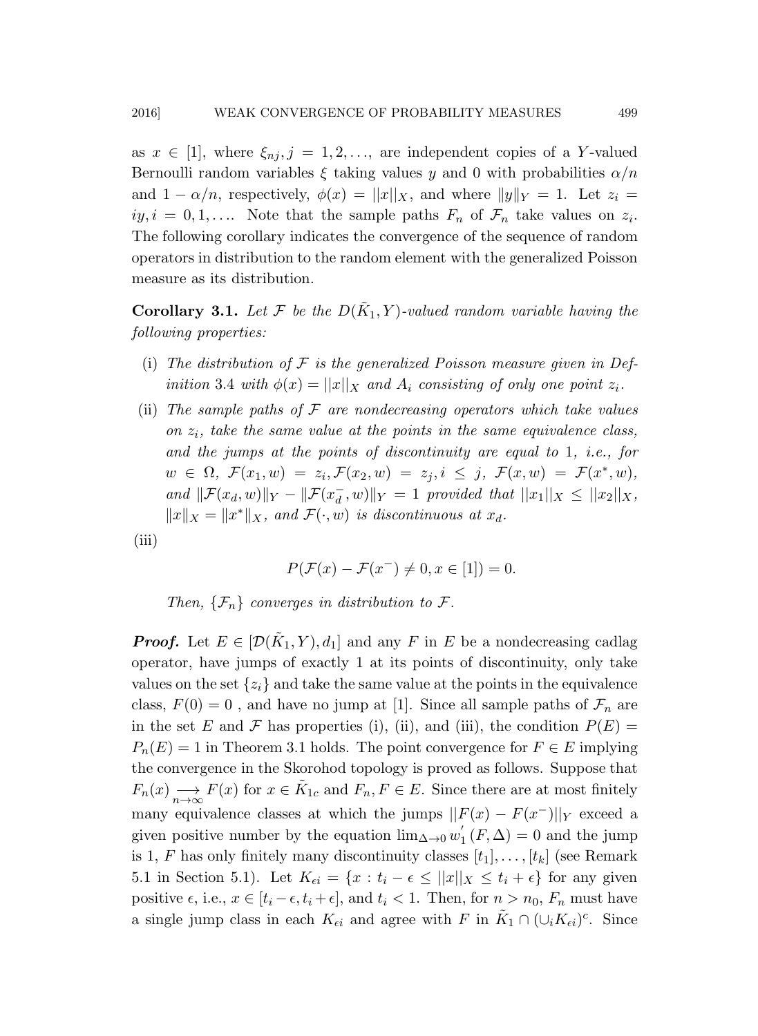as $x \in [1]$, where $\xi_{nj}, j = 1, 2, \ldots$, are independent copies of a $Y$-valued Bernoulli random variables $\xi$ taking values $y$ and 0 with probabilities $\alpha/n$ and $1 - \alpha/n$, respectively, $\phi(x) = ||x||_X$, and where $\|y\|_Y = 1$. Let $z_i = iy, i = 0, 1, \ldots$. Note that the sample paths $F_n$ of $\mathcal{F}_n$ take values on $z_i$. The following corollary indicates the convergence of the sequence of random operators in distribution to the random element with the generalized Poisson measure as its distribution.

**Corollary 3.1.** *Let $\mathcal{F}$ be the $D(\tilde{K}_1, Y)$-valued random variable having the following properties:*

(i) *The distribution of $\mathcal{F}$ is the generalized Poisson measure given in Definition 3.4 with $\phi(x) = ||x||_X$ and $A_i$ consisting of only one point $z_i$.*

(ii) *The sample paths of $\mathcal{F}$ are nondecreasing operators which take values on $z_i$, take the same value at the points in the same equivalence class, and the jumps at the points of discontinuity are equal to 1, i.e., for $w \in \Omega$, $\mathcal{F}(x_1, w) = z_i, \mathcal{F}(x_2, w) = z_j, i \leq j$, $\mathcal{F}(x, w) = \mathcal{F}(x^*, w)$, and $\|\mathcal{F}(x_d, w)\|_Y - \|\mathcal{F}(x_d^-, w)\|_Y = 1$ provided that $||x_1||_X \leq ||x_2||_X$, $\|x\|_X = \|x^*\|_X$, and $\mathcal{F}(\cdot, w)$ is discontinuous at $x_d$.*

(iii)

$$P(\mathcal{F}(x) - \mathcal{F}(x^-) \neq 0, x \in [1]) = 0.$$

*Then, $\{\mathcal{F}_n\}$ converges in distribution to $\mathcal{F}$.*

***Proof.*** Let $E \in [\mathcal{D}(\tilde{K}_1, Y), d_1]$ and any $F$ in $E$ be a nondecreasing cadlag operator, have jumps of exactly 1 at its points of discontinuity, only take values on the set $\{z_i\}$ and take the same value at the points in the equivalence class, $F(0) = 0$ , and have no jump at [1]. Since all sample paths of $\mathcal{F}_n$ are in the set $E$ and $\mathcal{F}$ has properties (i), (ii), and (iii), the condition $P(E) = P_n(E) = 1$ in Theorem 3.1 holds. The point convergence for $F \in E$ implying the convergence in the Skorohod topology is proved as follows. Suppose that $F_n(x) \underset{n\to\infty}{\longrightarrow} F(x)$ for $x \in \tilde{K}_{1c}$ and $F_n, F \in E$. Since there are at most finitely many equivalence classes at which the jumps $||F(x) - F(x^-)||_Y$ exceed a given positive number by the equation $\lim_{\Delta\to 0} w_1^{'}(F, \Delta) = 0$ and the jump is 1, $F$ has only finitely many discontinuity classes $[t_1], \ldots, [t_k]$ (see Remark 5.1 in Section 5.1). Let $K_{\epsilon i} = \{x : t_i - \epsilon \leq ||x||_X \leq t_i + \epsilon\}$ for any given positive $\epsilon$, i.e., $x \in [t_i - \epsilon, t_i + \epsilon]$, and $t_i < 1$. Then, for $n > n_0$, $F_n$ must have a single jump class in each $K_{\epsilon i}$ and agree with $F$ in $\tilde{K}_1 \cap (\cup_i K_{\epsilon i})^c$. Since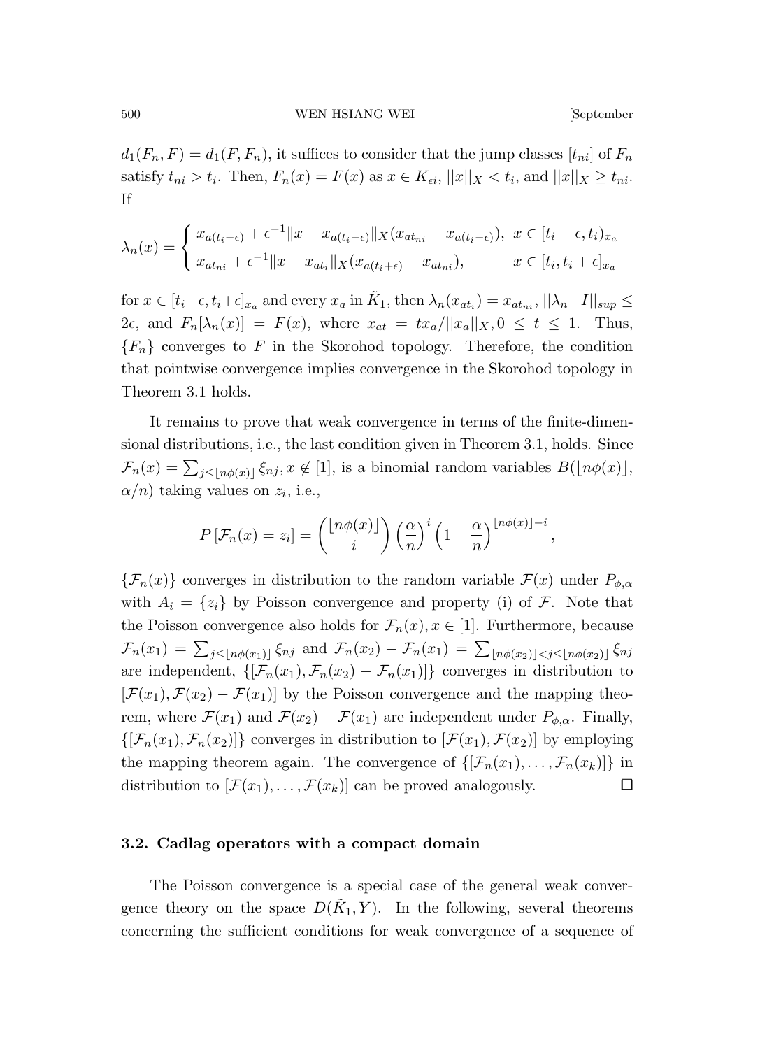$d_1(F_n, F) = d_1(F, F_n)$, it suffices to consider that the jump classes $[t_{ni}]$ of $F_n$ satisfy $t_{ni} > t_i$. Then, $F_n(x) = F(x)$ as $x \in K_{\epsilon i}$, $||x||_X < t_i$, and $||x||_X \geq t_{ni}$. If

$$\lambda_n(x) = \begin{cases} x_{a(t_i-\epsilon)} + \epsilon^{-1}\|x - x_{a(t_i-\epsilon)}\|_X(x_{at_{ni}} - x_{a(t_i-\epsilon)}), & x \in [t_i - \epsilon, t_i)_{x_a} \\ x_{at_{ni}} + \epsilon^{-1}\|x - x_{at_i}\|_X(x_{a(t_i+\epsilon)} - x_{at_{ni}}), & x \in [t_i, t_i + \epsilon]_{x_a} \end{cases}$$

for $x \in [t_i - \epsilon, t_i + \epsilon]_{x_a}$ and every $x_a$ in $\tilde{K}_1$, then $\lambda_n(x_{at_i}) = x_{at_{ni}}$, $||\lambda_n - I||_{sup} \leq 2\epsilon$, and $F_n[\lambda_n(x)] = F(x)$, where $x_{at} = tx_a/||x_a||_X, 0 \leq t \leq 1$. Thus, $\{F_n\}$ converges to $F$ in the Skorohod topology. Therefore, the condition that pointwise convergence implies convergence in the Skorohod topology in Theorem 3.1 holds.

It remains to prove that weak convergence in terms of the finite-dimensional distributions, i.e., the last condition given in Theorem 3.1, holds. Since $\mathcal{F}_n(x) = \sum_{j \leq \lfloor n\phi(x) \rfloor} \xi_{nj}, x \notin [1]$, is a binomial random variables $B(\lfloor n\phi(x) \rfloor, \alpha/n)$ taking values on $z_i$, i.e.,

$$P\left[\mathcal{F}_n(x) = z_i\right] = \binom{\lfloor n\phi(x) \rfloor}{i} \left(\frac{\alpha}{n}\right)^i \left(1 - \frac{\alpha}{n}\right)^{\lfloor n\phi(x) \rfloor - i},$$

$\{\mathcal{F}_n(x)\}$ converges in distribution to the random variable $\mathcal{F}(x)$ under $P_{\phi,\alpha}$ with $A_i = \{z_i\}$ by Poisson convergence and property (i) of $\mathcal{F}$. Note that the Poisson convergence also holds for $\mathcal{F}_n(x), x \in [1]$. Furthermore, because $\mathcal{F}_n(x_1) = \sum_{j \leq \lfloor n\phi(x_1) \rfloor} \xi_{nj}$ and $\mathcal{F}_n(x_2) - \mathcal{F}_n(x_1) = \sum_{\lfloor n\phi(x_2) \rfloor < j \leq \lfloor n\phi(x_2) \rfloor} \xi_{nj}$ are independent, $\{[\mathcal{F}_n(x_1), \mathcal{F}_n(x_2) - \mathcal{F}_n(x_1)]\}$ converges in distribution to $[\mathcal{F}(x_1), \mathcal{F}(x_2) - \mathcal{F}(x_1)]$ by the Poisson convergence and the mapping theorem, where $\mathcal{F}(x_1)$ and $\mathcal{F}(x_2) - \mathcal{F}(x_1)$ are independent under $P_{\phi,\alpha}$. Finally, $\{[\mathcal{F}_n(x_1), \mathcal{F}_n(x_2)]\}$ converges in distribution to $[\mathcal{F}(x_1), \mathcal{F}(x_2)]$ by employing the mapping theorem again. The convergence of $\{[\mathcal{F}_n(x_1), \ldots, \mathcal{F}_n(x_k)]\}$ in distribution to $[\mathcal{F}(x_1), \ldots, \mathcal{F}(x_k)]$ can be proved analogously. $\square$

### 3.2. Cadlag operators with a compact domain

The Poisson convergence is a special case of the general weak convergence theory on the space $D(\tilde{K}_1, Y)$. In the following, several theorems concerning the sufficient conditions for weak convergence of a sequence of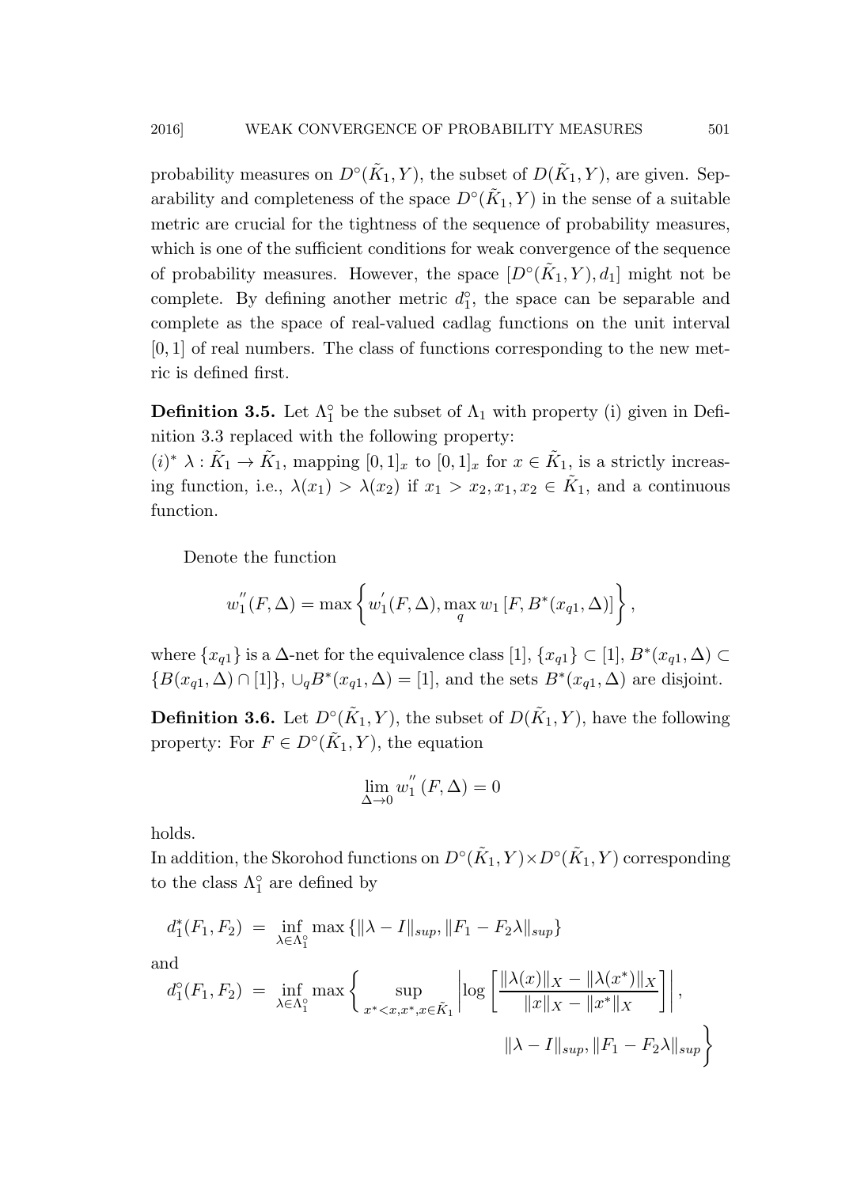probability measures on $D^\circ(\tilde{K}_1, Y)$, the subset of $D(\tilde{K}_1, Y)$, are given. Separability and completeness of the space $D^\circ(\tilde{K}_1, Y)$ in the sense of a suitable metric are crucial for the tightness of the sequence of probability measures, which is one of the sufficient conditions for weak convergence of the sequence of probability measures. However, the space $[D^\circ(\tilde{K}_1, Y), d_1]$ might not be complete. By defining another metric $d_1^\circ$, the space can be separable and complete as the space of real-valued cadlag functions on the unit interval $[0,1]$ of real numbers. The class of functions corresponding to the new metric is defined first.

**Definition 3.5.** Let $\Lambda_1^\circ$ be the subset of $\Lambda_1$ with property (i) given in Definition 3.3 replaced with the following property:
$(i)^*$ $\lambda : \tilde{K}_1 \to \tilde{K}_1$, mapping $[0,1]_x$ to $[0,1]_x$ for $x \in \tilde{K}_1$, is a strictly increasing function, i.e., $\lambda(x_1) > \lambda(x_2)$ if $x_1 > x_2, x_1, x_2 \in \tilde{K}_1$, and a continuous function.

Denote the function

$$w_1^{''}(F, \Delta) = \max\left\{ w_1^{'}(F, \Delta), \max_q w_1\left[F, B^*(x_{q1}, \Delta)\right] \right\},$$

where $\{x_{q1}\}$ is a $\Delta$-net for the equivalence class $[1]$, $\{x_{q1}\} \subset [1]$, $B^*(x_{q1}, \Delta) \subset \{B(x_{q1}, \Delta) \cap [1]\}$, $\cup_q B^*(x_{q1}, \Delta) = [1]$, and the sets $B^*(x_{q1}, \Delta)$ are disjoint.

**Definition 3.6.** Let $D^\circ(\tilde{K}_1, Y)$, the subset of $D(\tilde{K}_1, Y)$, have the following property: For $F \in D^\circ(\tilde{K}_1, Y)$, the equation

$$\lim_{\Delta \to 0} w_1^{''}(F, \Delta) = 0$$

holds.
In addition, the Skorohod functions on $D^\circ(\tilde{K}_1, Y) \times D^\circ(\tilde{K}_1, Y)$ corresponding to the class $\Lambda_1^\circ$ are defined by

$$d_1^*(F_1, F_2) = \inf_{\lambda \in \Lambda_1^\circ} \max\left\{ \|\lambda - I\|_{sup}, \|F_1 - F_2\lambda\|_{sup} \right\}$$

and

$$d_1^\circ(F_1, F_2) = \inf_{\lambda \in \Lambda_1^\circ} \max\left\{ \sup_{x^* < x, x^*, x \in \tilde{K}_1} \left| \log\left[ \frac{\|\lambda(x)\|_X - \|\lambda(x^*)\|_X}{\|x\|_X - \|x^*\|_X} \right] \right|, \right.$$
$$\left. \|\lambda - I\|_{sup}, \|F_1 - F_2\lambda\|_{sup} \right\}$$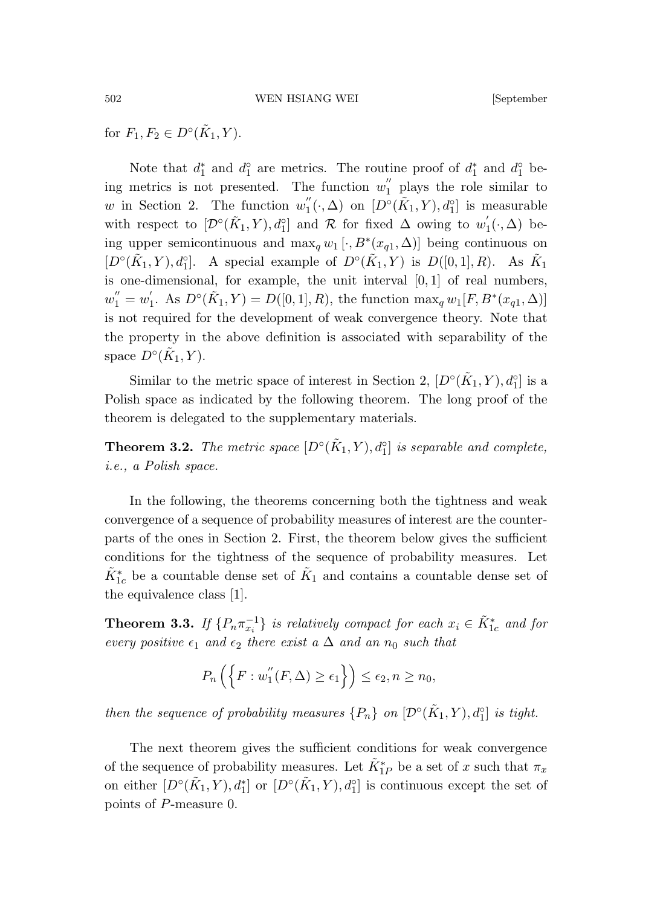for $F_1, F_2 \in D^\circ(\tilde{K}_1, Y)$.

Note that $d_1^*$ and $d_1^\circ$ are metrics. The routine proof of $d_1^*$ and $d_1^\circ$ being metrics is not presented. The function $w_1^{''}$ plays the role similar to $w$ in Section 2. The function $w_1^{''}(\cdot, \Delta)$ on $[D^\circ(\tilde{K}_1, Y), d_1^\circ]$ is measurable with respect to $[\mathcal{D}^\circ(\tilde{K}_1, Y), d_1^\circ]$ and $\mathcal{R}$ for fixed $\Delta$ owing to $w_1^{'}(\cdot, \Delta)$ being upper semicontinuous and $\max_q w_1[\cdot, B^*(x_{q1}, \Delta)]$ being continuous on $[D^\circ(\tilde{K}_1, Y), d_1^\circ]$. A special example of $D^\circ(\tilde{K}_1, Y)$ is $D([0,1], R)$. As $\tilde{K}_1$ is one-dimensional, for example, the unit interval $[0,1]$ of real numbers, $w_1^{''} = w_1^{'}$. As $D^\circ(\tilde{K}_1, Y) = D([0,1], R)$, the function $\max_q w_1[F, B^*(x_{q1}, \Delta)]$ is not required for the development of weak convergence theory. Note that the property in the above definition is associated with separability of the space $D^\circ(\tilde{K}_1, Y)$.

Similar to the metric space of interest in Section 2, $[D^\circ(\tilde{K}_1, Y), d_1^\circ]$ is a Polish space as indicated by the following theorem. The long proof of the theorem is delegated to the supplementary materials.

**Theorem 3.2.** *The metric space $[D^\circ(\tilde{K}_1, Y), d_1^\circ]$ is separable and complete, i.e., a Polish space.*

In the following, the theorems concerning both the tightness and weak convergence of a sequence of probability measures of interest are the counterparts of the ones in Section 2. First, the theorem below gives the sufficient conditions for the tightness of the sequence of probability measures. Let $\tilde{K}_{1c}^*$ be a countable dense set of $\tilde{K}_1$ and contains a countable dense set of the equivalence class [1].

**Theorem 3.3.** *If $\{P_n \pi_{x_i}^{-1}\}$ is relatively compact for each $x_i \in \tilde{K}_{1c}^*$ and for every positive $\epsilon_1$ and $\epsilon_2$ there exist a $\Delta$ and an $n_0$ such that*

$$P_n\left(\left\{F : w_1^{''}(F, \Delta) \geq \epsilon_1\right\}\right) \leq \epsilon_2, n \geq n_0,$$

*then the sequence of probability measures $\{P_n\}$ on $[\mathcal{D}^\circ(\tilde{K}_1, Y), d_1^\circ]$ is tight.*

The next theorem gives the sufficient conditions for weak convergence of the sequence of probability measures. Let $\tilde{K}_{1P}^*$ be a set of $x$ such that $\pi_x$ on either $[D^\circ(\tilde{K}_1, Y), d_1^*]$ or $[D^\circ(\tilde{K}_1, Y), d_1^\circ]$ is continuous except the set of points of $P$-measure 0.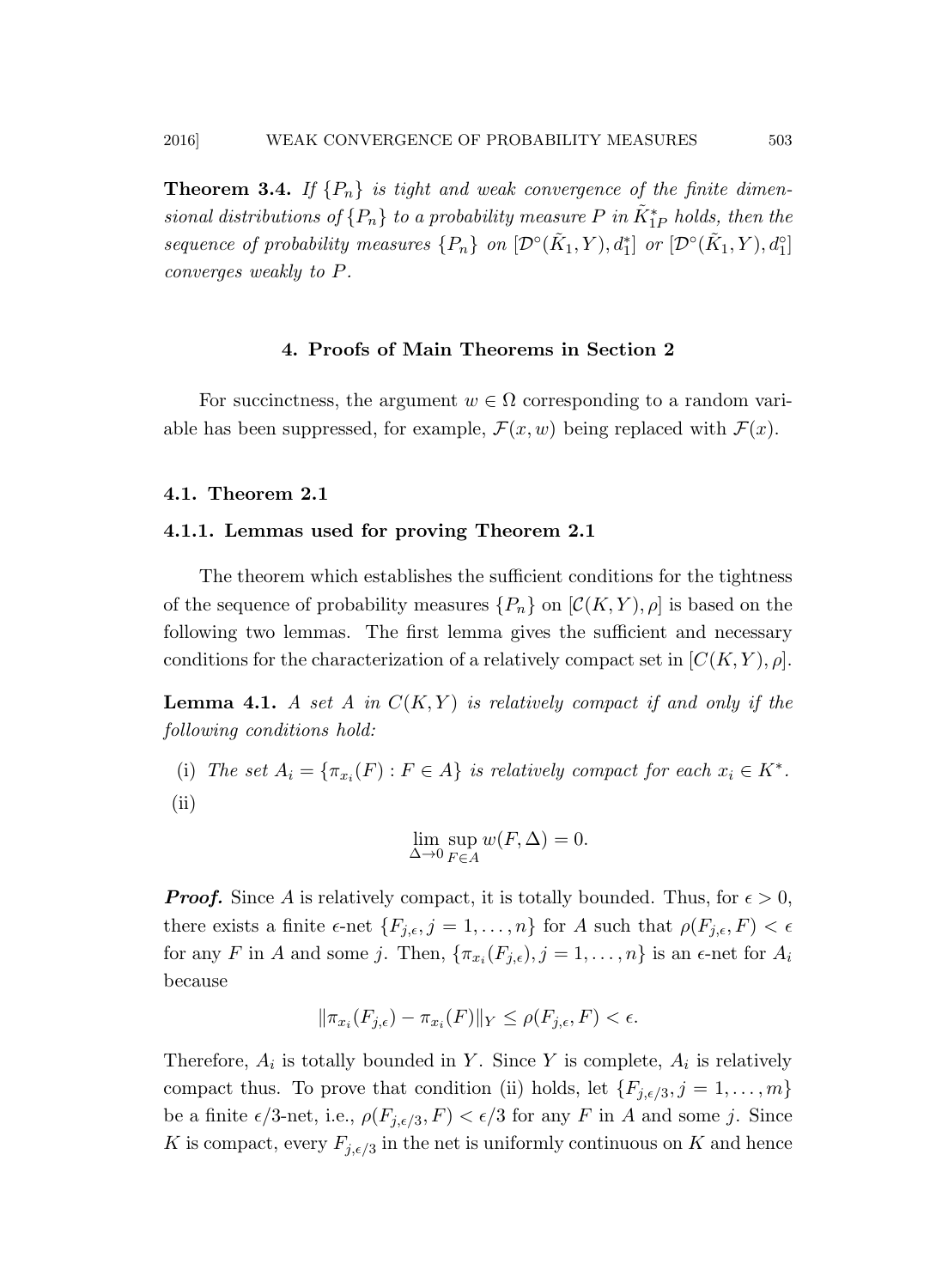**Theorem 3.4.** *If $\{P_n\}$ is tight and weak convergence of the finite dimensional distributions of $\{P_n\}$ to a probability measure $P$ in $\tilde{K}^*_{1P}$ holds, then the sequence of probability measures $\{P_n\}$ on $[\mathcal{D}^\circ(\tilde{K}_1, Y), d_1^*]$ or $[\mathcal{D}^\circ(\tilde{K}_1, Y), d_1^\circ]$ converges weakly to $P$.*

## 4. Proofs of Main Theorems in Section 2

For succinctness, the argument $w \in \Omega$ corresponding to a random variable has been suppressed, for example, $\mathcal{F}(x, w)$ being replaced with $\mathcal{F}(x)$.

### 4.1. Theorem 2.1

#### 4.1.1. Lemmas used for proving Theorem 2.1

The theorem which establishes the sufficient conditions for the tightness of the sequence of probability measures $\{P_n\}$ on $[\mathcal{C}(K, Y), \rho]$ is based on the following two lemmas. The first lemma gives the sufficient and necessary conditions for the characterization of a relatively compact set in $[C(K, Y), \rho]$.

**Lemma 4.1.** *A set $A$ in $C(K, Y)$ is relatively compact if and only if the following conditions hold:*

(i) *The set $A_i = \{\pi_{x_i}(F) : F \in A\}$ is relatively compact for each $x_i \in K^*$.*

(ii)

$$\lim_{\Delta \to 0} \sup_{F \in A} w(F, \Delta) = 0.$$

***Proof.*** Since $A$ is relatively compact, it is totally bounded. Thus, for $\epsilon > 0$, there exists a finite $\epsilon$-net $\{F_{j,\epsilon}, j = 1, \ldots, n\}$ for $A$ such that $\rho(F_{j,\epsilon}, F) < \epsilon$ for any $F$ in $A$ and some $j$. Then, $\{\pi_{x_i}(F_{j,\epsilon}), j = 1, \ldots, n\}$ is an $\epsilon$-net for $A_i$ because

$$\|\pi_{x_i}(F_{j,\epsilon}) - \pi_{x_i}(F)\|_Y \leq \rho(F_{j,\epsilon}, F) < \epsilon.$$

Therefore, $A_i$ is totally bounded in $Y$. Since $Y$ is complete, $A_i$ is relatively compact thus. To prove that condition (ii) holds, let $\{F_{j,\epsilon/3}, j = 1, \ldots, m\}$ be a finite $\epsilon/3$-net, i.e., $\rho(F_{j,\epsilon/3}, F) < \epsilon/3$ for any $F$ in $A$ and some $j$. Since $K$ is compact, every $F_{j,\epsilon/3}$ in the net is uniformly continuous on $K$ and hence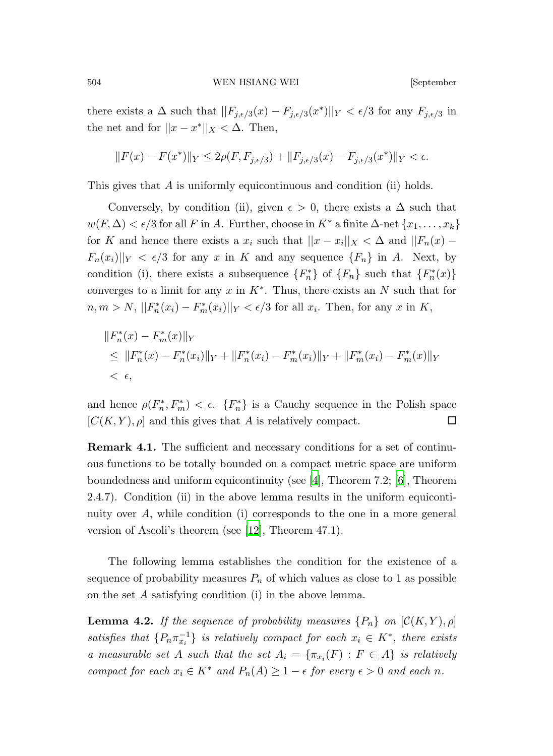there exists a $\Delta$ such that $||F_{j,\epsilon/3}(x) - F_{j,\epsilon/3}(x^*)||_Y < \epsilon/3$ for any $F_{j,\epsilon/3}$ in the net and for $||x - x^*||_X < \Delta$. Then,

$$\|F(x) - F(x^*)\|_Y \leq 2\rho(F, F_{j,\epsilon/3}) + \|F_{j,\epsilon/3}(x) - F_{j,\epsilon/3}(x^*)\|_Y < \epsilon.$$

This gives that $A$ is uniformly equicontinuous and condition (ii) holds.

Conversely, by condition (ii), given $\epsilon > 0$, there exists a $\Delta$ such that $w(F, \Delta) < \epsilon/3$ for all $F$ in $A$. Further, choose in $K^*$ a finite $\Delta$-net $\{x_1, \dots, x_k\}$ for $K$ and hence there exists a $x_i$ such that $||x - x_i||_X < \Delta$ and $||F_n(x) - F_n(x_i)||_Y < \epsilon/3$ for any $x$ in $K$ and any sequence $\{F_n\}$ in $A$. Next, by condition (i), there exists a subsequence $\{F_n^*\}$ of $\{F_n\}$ such that $\{F_n^*(x)\}$ converges to a limit for any $x$ in $K^*$. Thus, there exists an $N$ such that for $n, m > N$, $||F_n^*(x_i) - F_m^*(x_i)||_Y < \epsilon/3$ for all $x_i$. Then, for any $x$ in $K$,

$$\begin{aligned}
&\|F_n^*(x) - F_m^*(x)\|_Y \\
&\leq \|F_n^*(x) - F_n^*(x_i)\|_Y + \|F_n^*(x_i) - F_m^*(x_i)\|_Y + \|F_m^*(x_i) - F_m^*(x)\|_Y \\
&< \epsilon,
\end{aligned}$$

and hence $\rho(F_n^*, F_m^*) < \epsilon$. $\{F_n^*\}$ is a Cauchy sequence in the Polish space $[C(K, Y), \rho]$ and this gives that $A$ is relatively compact. □

**Remark 4.1.** The sufficient and necessary conditions for a set of continuous functions to be totally bounded on a compact metric space are uniform boundedness and uniform equicontinuity (see [4], Theorem 7.2; [6], Theorem 2.4.7). Condition (ii) in the above lemma results in the uniform equicontinuity over $A$, while condition (i) corresponds to the one in a more general version of Ascoli's theorem (see [12], Theorem 47.1).

The following lemma establishes the condition for the existence of a sequence of probability measures $P_n$ of which values as close to 1 as possible on the set $A$ satisfying condition (i) in the above lemma.

**Lemma 4.2.** *If the sequence of probability measures $\{P_n\}$ on $[\mathcal{C}(K, Y), \rho]$ satisfies that $\{P_n \pi_{x_i}^{-1}\}$ is relatively compact for each $x_i \in K^*$, there exists a measurable set $A$ such that the set $A_i = \{\pi_{x_i}(F) : F \in A\}$ is relatively compact for each $x_i \in K^*$ and $P_n(A) \geq 1 - \epsilon$ for every $\epsilon > 0$ and each $n$.*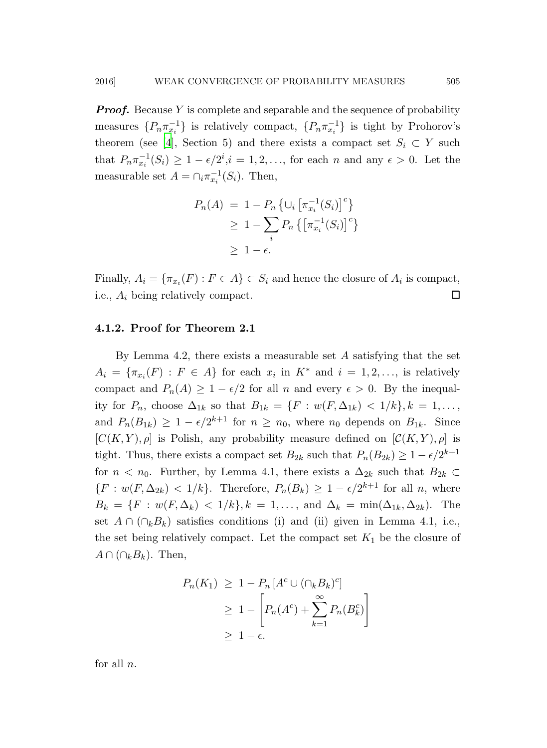***Proof.*** Because $Y$ is complete and separable and the sequence of probability measures $\{P_n\pi_{x_i}^{-1}\}$ is relatively compact, $\{P_n\pi_{x_i}^{-1}\}$ is tight by Prohorov's theorem (see [4], Section 5) and there exists a compact set $S_i \subset Y$ such that $P_n\pi_{x_i}^{-1}(S_i) \geq 1 - \epsilon/2^i, i = 1, 2, \ldots,$ for each $n$ and any $\epsilon > 0$. Let the measurable set $A = \cap_i \pi_{x_i}^{-1}(S_i)$. Then,

$$
\begin{aligned}
P_n(A) &= 1 - P_n\left\{\cup_i \left[\pi_{x_i}^{-1}(S_i)\right]^c\right\} \\
&\geq 1 - \sum_i P_n\left\{\left[\pi_{x_i}^{-1}(S_i)\right]^c\right\} \\
&\geq 1 - \epsilon.
\end{aligned}
$$

Finally, $A_i = \{\pi_{x_i}(F) : F \in A\} \subset S_i$ and hence the closure of $A_i$ is compact, i.e., $A_i$ being relatively compact. □

### 4.1.2. Proof for Theorem 2.1

By Lemma 4.2, there exists a measurable set $A$ satisfying that the set $A_i = \{\pi_{x_i}(F) : F \in A\}$ for each $x_i$ in $K^*$ and $i = 1, 2, \ldots,$ is relatively compact and $P_n(A) \geq 1 - \epsilon/2$ for all $n$ and every $\epsilon > 0$. By the inequality for $P_n$, choose $\Delta_{1k}$ so that $B_{1k} = \{F : w(F, \Delta_{1k}) < 1/k\}, k = 1, \ldots,$ and $P_n(B_{1k}) \geq 1 - \epsilon/2^{k+1}$ for $n \geq n_0$, where $n_0$ depends on $B_{1k}$. Since $[C(K, Y), \rho]$ is Polish, any probability measure defined on $[\mathcal{C}(K, Y), \rho]$ is tight. Thus, there exists a compact set $B_{2k}$ such that $P_n(B_{2k}) \geq 1 - \epsilon/2^{k+1}$ for $n < n_0$. Further, by Lemma 4.1, there exists a $\Delta_{2k}$ such that $B_{2k} \subset \{F : w(F, \Delta_{2k}) < 1/k\}$. Therefore, $P_n(B_k) \geq 1 - \epsilon/2^{k+1}$ for all $n$, where $B_k = \{F : w(F, \Delta_k) < 1/k\}, k = 1, \ldots,$ and $\Delta_k = \min(\Delta_{1k}, \Delta_{2k})$. The set $A \cap (\cap_k B_k)$ satisfies conditions (i) and (ii) given in Lemma 4.1, i.e., the set being relatively compact. Let the compact set $K_1$ be the closure of $A \cap (\cap_k B_k)$. Then,

$$
\begin{aligned}
P_n(K_1) &\geq 1 - P_n\left[A^c \cup (\cap_k B_k)^c\right] \\
&\geq 1 - \left[P_n(A^c) + \sum_{k=1}^{\infty} P_n(B_k^c)\right] \\
&\geq 1 - \epsilon.
\end{aligned}
$$

for all $n$.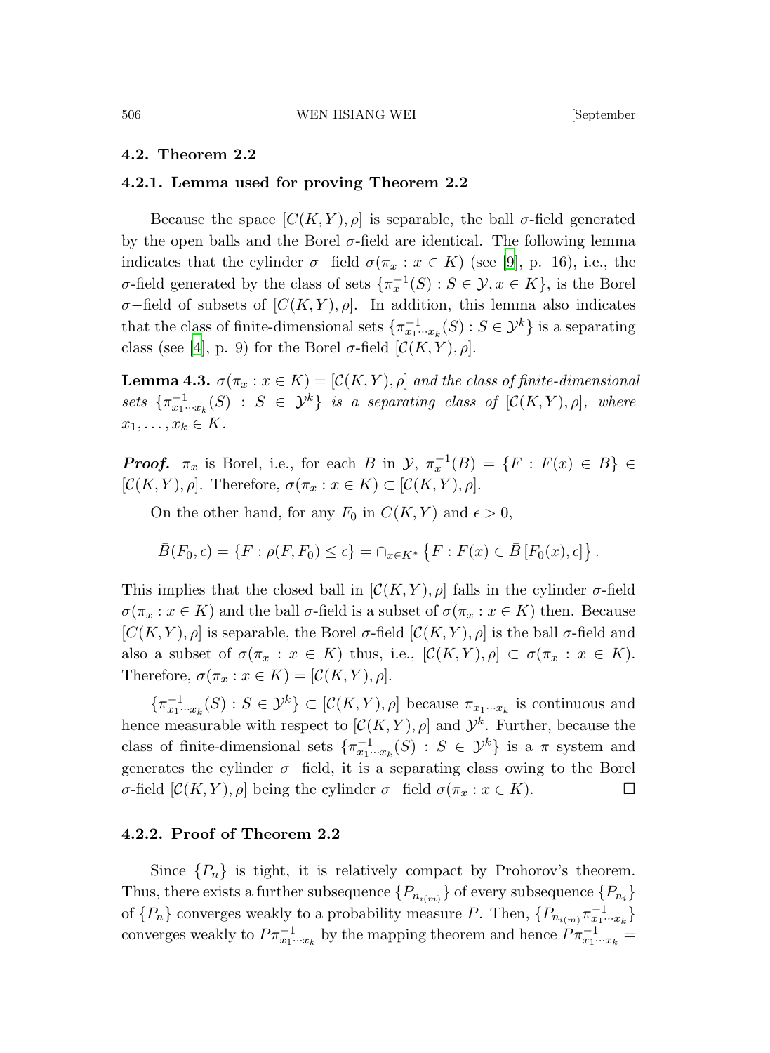### 4.2. Theorem 2.2

#### 4.2.1. Lemma used for proving Theorem 2.2

Because the space $[C(K,Y),\rho]$ is separable, the ball $\sigma$-field generated by the open balls and the Borel $\sigma$-field are identical. The following lemma indicates that the cylinder $\sigma-$field $\sigma(\pi_x : x \in K)$ (see [9], p. 16), i.e., the $\sigma$-field generated by the class of sets $\{\pi_x^{-1}(S) : S \in \mathcal{Y}, x \in K\}$, is the Borel $\sigma-$field of subsets of $[C(K,Y),\rho]$. In addition, this lemma also indicates that the class of finite-dimensional sets $\{\pi_{x_1 \cdots x_k}^{-1}(S) : S \in \mathcal{Y}^k\}$ is a separating class (see [4], p. 9) for the Borel $\sigma$-field $[\mathcal{C}(K,Y),\rho]$.

**Lemma 4.3.** *$\sigma(\pi_x : x \in K) = [\mathcal{C}(K,Y),\rho]$ and the class of finite-dimensional sets $\{\pi_{x_1 \cdots x_k}^{-1}(S) : S \in \mathcal{Y}^k\}$ is a separating class of $[\mathcal{C}(K,Y),\rho]$, where $x_1,\ldots,x_k \in K$.*

***Proof.*** $\pi_x$ is Borel, i.e., for each $B$ in $\mathcal{Y}$, $\pi_x^{-1}(B) = \{F : F(x) \in B\} \in [\mathcal{C}(K,Y),\rho]$. Therefore, $\sigma(\pi_x : x \in K) \subset [\mathcal{C}(K,Y),\rho]$.

On the other hand, for any $F_0$ in $C(K,Y)$ and $\epsilon > 0$,

$$\bar{B}(F_0,\epsilon) = \{F : \rho(F,F_0) \leq \epsilon\} = \cap_{x \in K^*} \left\{F : F(x) \in \bar{B}\left[F_0(x),\epsilon\right]\right\}.$$

This implies that the closed ball in $[\mathcal{C}(K,Y),\rho]$ falls in the cylinder $\sigma$-field $\sigma(\pi_x : x \in K)$ and the ball $\sigma$-field is a subset of $\sigma(\pi_x : x \in K)$ then. Because $[C(K,Y),\rho]$ is separable, the Borel $\sigma$-field $[\mathcal{C}(K,Y),\rho]$ is the ball $\sigma$-field and also a subset of $\sigma(\pi_x : x \in K)$ thus, i.e., $[\mathcal{C}(K,Y),\rho] \subset \sigma(\pi_x : x \in K)$. Therefore, $\sigma(\pi_x : x \in K) = [\mathcal{C}(K,Y),\rho]$.

$\{\pi_{x_1 \cdots x_k}^{-1}(S) : S \in \mathcal{Y}^k\} \subset [\mathcal{C}(K,Y),\rho]$ because $\pi_{x_1 \cdots x_k}$ is continuous and hence measurable with respect to $[\mathcal{C}(K,Y),\rho]$ and $\mathcal{Y}^k$. Further, because the class of finite-dimensional sets $\{\pi_{x_1 \cdots x_k}^{-1}(S) : S \in \mathcal{Y}^k\}$ is a $\pi$ system and generates the cylinder $\sigma-$field, it is a separating class owing to the Borel $\sigma$-field $[\mathcal{C}(K,Y),\rho]$ being the cylinder $\sigma-$field $\sigma(\pi_x : x \in K)$. $\square$

#### 4.2.2. Proof of Theorem 2.2

Since $\{P_n\}$ is tight, it is relatively compact by Prohorov's theorem. Thus, there exists a further subsequence $\{P_{n_{i(m)}}\}$ of every subsequence $\{P_{n_i}\}$ of $\{P_n\}$ converges weakly to a probability measure $P$. Then, $\{P_{n_{i(m)}}\pi_{x_1 \cdots x_k}^{-1}\}$ converges weakly to $P\pi_{x_1 \cdots x_k}^{-1}$ by the mapping theorem and hence $P\pi_{x_1 \cdots x_k}^{-1} =$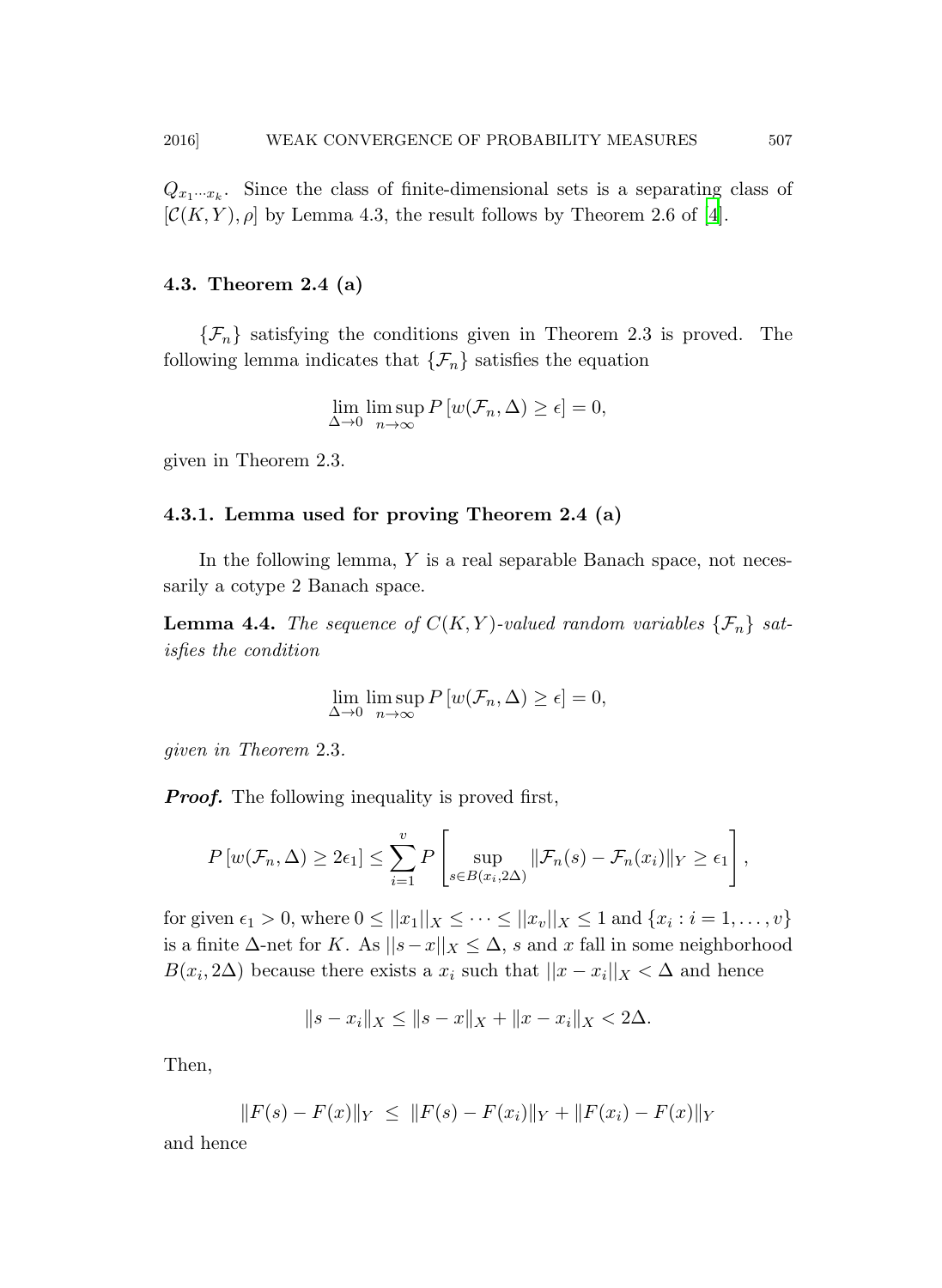$Q_{x_1 \cdots x_k}$. Since the class of finite-dimensional sets is a separating class of $[\mathcal{C}(K,Y), \rho]$ by Lemma 4.3, the result follows by Theorem 2.6 of [4].

### 4.3. Theorem 2.4 (a)

$\{\mathcal{F}_n\}$ satisfying the conditions given in Theorem 2.3 is proved. The following lemma indicates that $\{\mathcal{F}_n\}$ satisfies the equation

$$\lim_{\Delta \to 0} \limsup_{n \to \infty} P\left[w(\mathcal{F}_n, \Delta) \geq \epsilon\right] = 0,$$

given in Theorem 2.3.

#### 4.3.1. Lemma used for proving Theorem 2.4 (a)

In the following lemma, $Y$ is a real separable Banach space, not necessarily a cotype 2 Banach space.

**Lemma 4.4.** *The sequence of $C(K,Y)$-valued random variables $\{\mathcal{F}_n\}$ satisfies the condition*

$$\lim_{\Delta \to 0} \limsup_{n \to \infty} P\left[w(\mathcal{F}_n, \Delta) \geq \epsilon\right] = 0,$$

*given in Theorem* 2.3.

***Proof.*** The following inequality is proved first,

$$P\left[w(\mathcal{F}_n, \Delta) \geq 2\epsilon_1\right] \leq \sum_{i=1}^{v} P\left[\sup_{s \in B(x_i, 2\Delta)} \|\mathcal{F}_n(s) - \mathcal{F}_n(x_i)\|_Y \geq \epsilon_1\right],$$

for given $\epsilon_1 > 0$, where $0 \leq ||x_1||_X \leq \cdots \leq ||x_v||_X \leq 1$ and $\{x_i : i = 1, \ldots, v\}$ is a finite $\Delta$-net for $K$. As $||s - x||_X \leq \Delta$, $s$ and $x$ fall in some neighborhood $B(x_i, 2\Delta)$ because there exists a $x_i$ such that $||x - x_i||_X < \Delta$ and hence

$$\|s - x_i\|_X \leq \|s - x\|_X + \|x - x_i\|_X < 2\Delta.$$

Then,

$$\|F(s) - F(x)\|_Y \ \leq \ \|F(s) - F(x_i)\|_Y + \|F(x_i) - F(x)\|_Y$$

and hence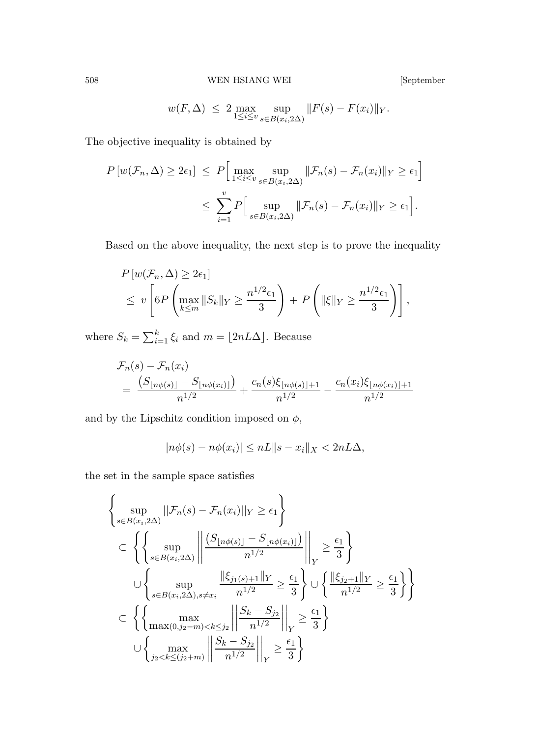$$w(F,\Delta) \;\le\; 2 \max_{1\le i\le v} \sup_{s\in B(x_i,2\Delta)} \|F(s)-F(x_i)\|_Y.$$

The objective inequality is obtained by

$$\begin{aligned}
P\left[w(\mathcal{F}_n,\Delta)\ge 2\epsilon_1\right] \;&\le\; P\Big[\max_{1\le i\le v} \sup_{s\in B(x_i,2\Delta)} \|\mathcal{F}_n(s)-\mathcal{F}_n(x_i)\|_Y \ge \epsilon_1\Big] \\
&\le\; \sum_{i=1}^{v} P\Big[\sup_{s\in B(x_i,2\Delta)} \|\mathcal{F}_n(s)-\mathcal{F}_n(x_i)\|_Y \ge \epsilon_1\Big].
\end{aligned}$$

Based on the above inequality, the next step is to prove the inequality

$$\begin{aligned}
&P\left[w(\mathcal{F}_n,\Delta)\ge 2\epsilon_1\right] \\
&\le\; v\left[6P\left(\max_{k\le m}\|S_k\|_Y \ge \frac{n^{1/2}\epsilon_1}{3}\right) + P\left(\|\xi\|_Y \ge \frac{n^{1/2}\epsilon_1}{3}\right)\right],
\end{aligned}$$

where $S_k=\sum_{i=1}^{k}\xi_i$ and $m=\lfloor 2nL\Delta\rfloor$. Because

$$\begin{aligned}
&\mathcal{F}_n(s)-\mathcal{F}_n(x_i) \\
&=\; \frac{\left(S_{\lfloor n\phi(s)\rfloor}-S_{\lfloor n\phi(x_i)\rfloor}\right)}{n^{1/2}} + \frac{c_n(s)\xi_{\lfloor n\phi(s)\rfloor+1}}{n^{1/2}} - \frac{c_n(x_i)\xi_{\lfloor n\phi(x_i)\rfloor+1}}{n^{1/2}}
\end{aligned}$$

and by the Lipschitz condition imposed on $\phi$,

$$|n\phi(s)-n\phi(x_i)| \le nL\|s-x_i\|_X < 2nL\Delta,$$

the set in the sample space satisfies

$$\begin{aligned}
&\left\{\sup_{s\in B(x_i,2\Delta)} ||\mathcal{F}_n(s)-\mathcal{F}_n(x_i)||_Y \ge \epsilon_1\right\} \\
&\subset\; \left\{\left\{\sup_{s\in B(x_i,2\Delta)} \left|\left|\frac{\left(S_{\lfloor n\phi(s)\rfloor}-S_{\lfloor n\phi(x_i)\rfloor}\right)}{n^{1/2}}\right|\right|_Y \ge \frac{\epsilon_1}{3}\right\}\right. \\
&\qquad \left.\cup\left\{\sup_{s\in B(x_i,2\Delta),s\ne x_i} \frac{\|\xi_{j_1(s)+1}\|_Y}{n^{1/2}} \ge \frac{\epsilon_1}{3}\right\} \cup \left\{\frac{\|\xi_{j_2+1}\|_Y}{n^{1/2}} \ge \frac{\epsilon_1}{3}\right\}\right\} \\
&\subset\; \left\{\left\{\max_{\max(0,j_2-m)<k\le j_2} \left|\left|\frac{S_k-S_{j_2}}{n^{1/2}}\right|\right|_Y \ge \frac{\epsilon_1}{3}\right\}\right. \\
&\qquad \cup\left\{\max_{j_2<k\le (j_2+m)} \left|\left|\frac{S_k-S_{j_2}}{n^{1/2}}\right|\right|_Y \ge \frac{\epsilon_1}{3}\right\}
\end{aligned}$$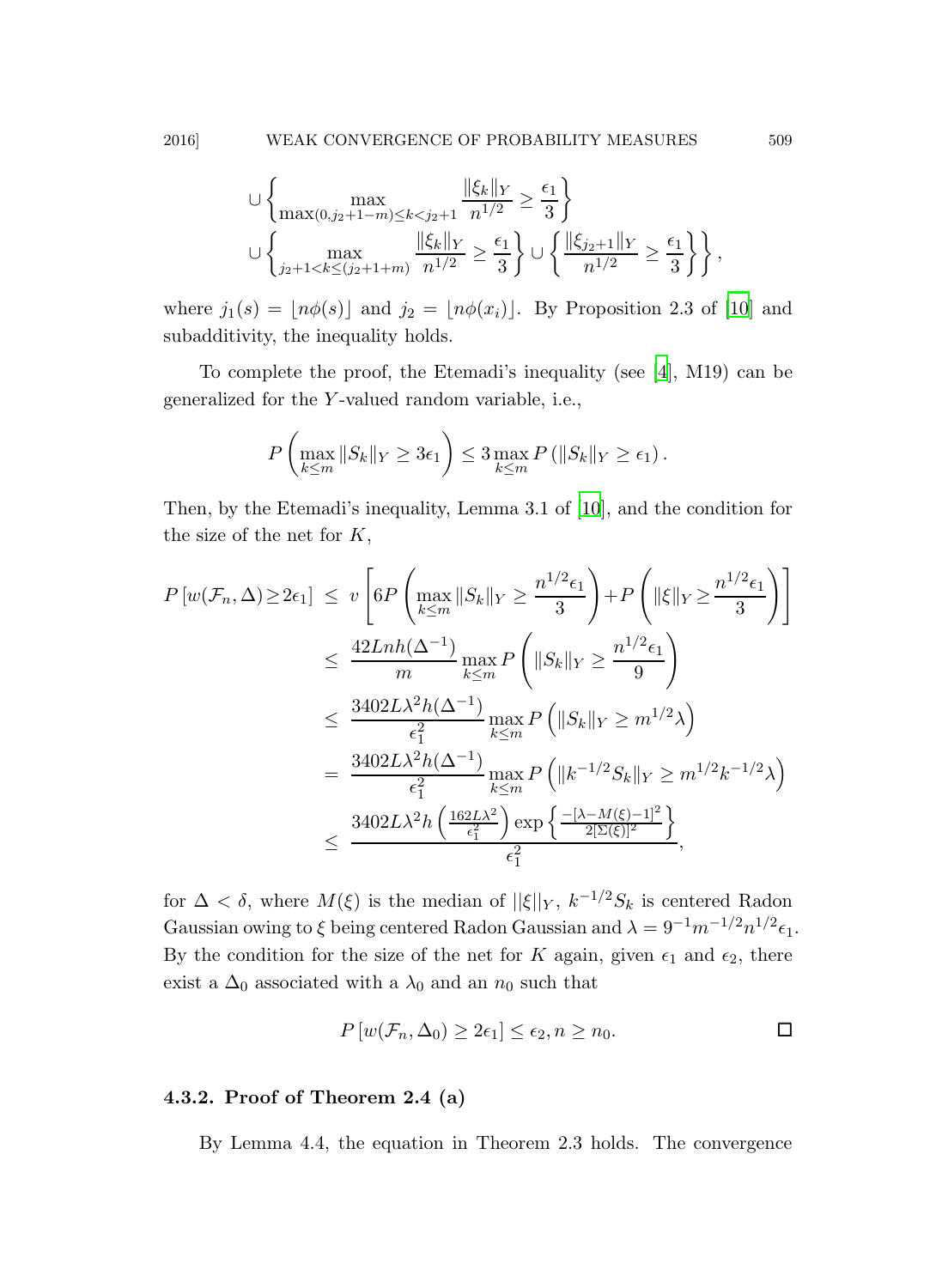$$
\cup \left\{ \max_{\max(0, j_2+1-m) \le k < j_2+1} \frac{\|\xi_k\|_Y}{n^{1/2}} \ge \frac{\epsilon_1}{3} \right\}
$$

$$
\cup \left\{ \max_{j_2+1 < k \le (j_2+1+m)} \frac{\|\xi_k\|_Y}{n^{1/2}} \ge \frac{\epsilon_1}{3} \right\} \cup \left\{ \frac{\|\xi_{j_2+1}\|_Y}{n^{1/2}} \ge \frac{\epsilon_1}{3} \right\} \Bigg\},
$$

where $j_1(s) = \lfloor n\phi(s) \rfloor$ and $j_2 = \lfloor n\phi(x_i) \rfloor$. By Proposition 2.3 of [10] and subadditivity, the inequality holds.

To complete the proof, the Etemadi's inequality (see [4], M19) can be generalized for the $Y$-valued random variable, i.e.,

$$
P\left( \max_{k \le m} \|S_k\|_Y \ge 3\epsilon_1 \right) \le 3 \max_{k \le m} P\left( \|S_k\|_Y \ge \epsilon_1 \right).
$$

Then, by the Etemadi's inequality, Lemma 3.1 of [10], and the condition for the size of the net for $K$,

$$
\begin{aligned}
P\left[ w(\mathcal{F}_n, \Delta) \ge 2\epsilon_1 \right] &\le v\left[ 6P\left( \max_{k \le m} \|S_k\|_Y \ge \frac{n^{1/2}\epsilon_1}{3} \right) + P\left( \|\xi\|_Y \ge \frac{n^{1/2}\epsilon_1}{3} \right) \right] \\
&\le \frac{42Lnh(\Delta^{-1})}{m} \max_{k \le m} P\left( \|S_k\|_Y \ge \frac{n^{1/2}\epsilon_1}{9} \right) \\
&\le \frac{3402L\lambda^2 h(\Delta^{-1})}{\epsilon_1^2} \max_{k \le m} P\left( \|S_k\|_Y \ge m^{1/2}\lambda \right) \\
&= \frac{3402L\lambda^2 h(\Delta^{-1})}{\epsilon_1^2} \max_{k \le m} P\left( \|k^{-1/2}S_k\|_Y \ge m^{1/2}k^{-1/2}\lambda \right) \\
&\le \frac{3402L\lambda^2 h\left( \frac{162L\lambda^2}{\epsilon_1^2} \right) \exp\left\{ \frac{-[\lambda - M(\xi) - 1]^2}{2[\Sigma(\xi)]^2} \right\}}{\epsilon_1^2},
\end{aligned}
$$

for $\Delta < \delta$, where $M(\xi)$ is the median of $||\xi||_Y$, $k^{-1/2}S_k$ is centered Radon Gaussian owing to $\xi$ being centered Radon Gaussian and $\lambda = 9^{-1}m^{-1/2}n^{1/2}\epsilon_1$. By the condition for the size of the net for $K$ again, given $\epsilon_1$ and $\epsilon_2$, there exist a $\Delta_0$ associated with a $\lambda_0$ and an $n_0$ such that

$$
P\left[ w(\mathcal{F}_n, \Delta_0) \ge 2\epsilon_1 \right] \le \epsilon_2, n \ge n_0. \qquad \square
$$

#### 4.3.2. Proof of Theorem 2.4 (a)

By Lemma 4.4, the equation in Theorem 2.3 holds. The convergence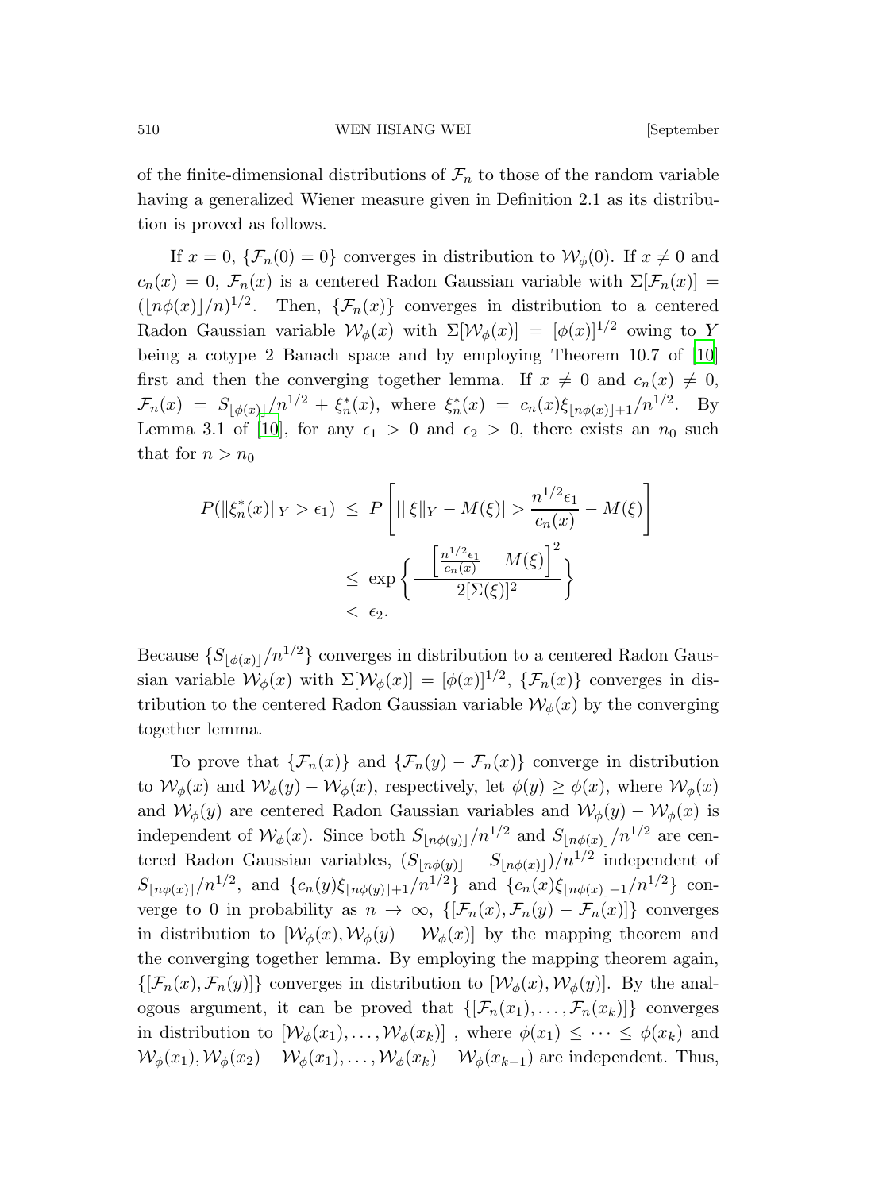of the finite-dimensional distributions of $\mathcal{F}_n$ to those of the random variable having a generalized Wiener measure given in Definition 2.1 as its distribution is proved as follows.

If $x = 0$, $\{\mathcal{F}_n(0) = 0\}$ converges in distribution to $\mathcal{W}_\phi(0)$. If $x \neq 0$ and $c_n(x) = 0$, $\mathcal{F}_n(x)$ is a centered Radon Gaussian variable with $\Sigma[\mathcal{F}_n(x)] = (\lfloor n\phi(x)\rfloor/n)^{1/2}$. Then, $\{\mathcal{F}_n(x)\}$ converges in distribution to a centered Radon Gaussian variable $\mathcal{W}_\phi(x)$ with $\Sigma[\mathcal{W}_\phi(x)] = [\phi(x)]^{1/2}$ owing to $Y$ being a cotype 2 Banach space and by employing Theorem 10.7 of [10] first and then the converging together lemma. If $x \neq 0$ and $c_n(x) \neq 0$, $\mathcal{F}_n(x) = S_{\lfloor \phi(x)\rfloor}/n^{1/2} + \xi_n^*(x)$, where $\xi_n^*(x) = c_n(x)\xi_{\lfloor n\phi(x)\rfloor+1}/n^{1/2}$. By Lemma 3.1 of [10], for any $\epsilon_1 > 0$ and $\epsilon_2 > 0$, there exists an $n_0$ such that for $n > n_0$

$$
\begin{aligned}
P(\|\xi_n^*(x)\|_Y > \epsilon_1) &\leq P\left[|\|\xi\|_Y - M(\xi)| > \frac{n^{1/2}\epsilon_1}{c_n(x)} - M(\xi)\right] \\
&\leq \exp\left\{\frac{-\left[\frac{n^{1/2}\epsilon_1}{c_n(x)} - M(\xi)\right]^2}{2[\Sigma(\xi)]^2}\right\} \\
&< \epsilon_2.
\end{aligned}
$$

Because $\{S_{\lfloor \phi(x)\rfloor}/n^{1/2}\}$ converges in distribution to a centered Radon Gaussian variable $\mathcal{W}_\phi(x)$ with $\Sigma[\mathcal{W}_\phi(x)] = [\phi(x)]^{1/2}$, $\{\mathcal{F}_n(x)\}$ converges in distribution to the centered Radon Gaussian variable $\mathcal{W}_\phi(x)$ by the converging together lemma.

To prove that $\{\mathcal{F}_n(x)\}$ and $\{\mathcal{F}_n(y) - \mathcal{F}_n(x)\}$ converge in distribution to $\mathcal{W}_\phi(x)$ and $\mathcal{W}_\phi(y) - \mathcal{W}_\phi(x)$, respectively, let $\phi(y) \geq \phi(x)$, where $\mathcal{W}_\phi(x)$ and $\mathcal{W}_\phi(y)$ are centered Radon Gaussian variables and $\mathcal{W}_\phi(y) - \mathcal{W}_\phi(x)$ is independent of $\mathcal{W}_\phi(x)$. Since both $S_{\lfloor n\phi(y)\rfloor}/n^{1/2}$ and $S_{\lfloor n\phi(x)\rfloor}/n^{1/2}$ are centered Radon Gaussian variables, $(S_{\lfloor n\phi(y)\rfloor} - S_{\lfloor n\phi(x)\rfloor})/n^{1/2}$ independent of $S_{\lfloor n\phi(x)\rfloor}/n^{1/2}$, and $\{c_n(y)\xi_{\lfloor n\phi(y)\rfloor+1}/n^{1/2}\}$ and $\{c_n(x)\xi_{\lfloor n\phi(x)\rfloor+1}/n^{1/2}\}$ converge to 0 in probability as $n \to \infty$, $\{[\mathcal{F}_n(x), \mathcal{F}_n(y) - \mathcal{F}_n(x)]\}$ converges in distribution to $[\mathcal{W}_\phi(x), \mathcal{W}_\phi(y) - \mathcal{W}_\phi(x)]$ by the mapping theorem and the converging together lemma. By employing the mapping theorem again, $\{[\mathcal{F}_n(x), \mathcal{F}_n(y)]\}$ converges in distribution to $[\mathcal{W}_\phi(x), \mathcal{W}_\phi(y)]$. By the analogous argument, it can be proved that $\{[\mathcal{F}_n(x_1), \ldots, \mathcal{F}_n(x_k)]\}$ converges in distribution to $[\mathcal{W}_\phi(x_1), \ldots, \mathcal{W}_\phi(x_k)]$ , where $\phi(x_1) \leq \cdots \leq \phi(x_k)$ and $\mathcal{W}_\phi(x_1), \mathcal{W}_\phi(x_2) - \mathcal{W}_\phi(x_1), \ldots, \mathcal{W}_\phi(x_k) - \mathcal{W}_\phi(x_{k-1})$ are independent. Thus,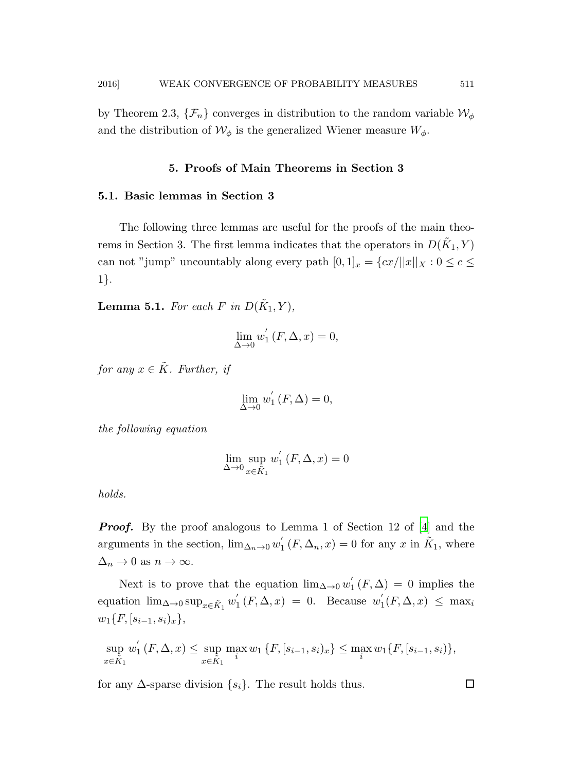by Theorem 2.3, $\{\mathcal{F}_n\}$ converges in distribution to the random variable $\mathcal{W}_\phi$ and the distribution of $\mathcal{W}_\phi$ is the generalized Wiener measure $W_\phi$.

## 5. Proofs of Main Theorems in Section 3

### 5.1. Basic lemmas in Section 3

The following three lemmas are useful for the proofs of the main theorems in Section 3. The first lemma indicates that the operators in $D(\tilde{K}_1, Y)$ can not "jump" uncountably along every path $[0,1]_x = \{cx/||x||_X : 0 \le c \le 1\}$.

**Lemma 5.1.** *For each $F$ in $D(\tilde{K}_1, Y)$,*

$$\lim_{\Delta \to 0} w_1^{'}(F, \Delta, x) = 0,$$

*for any $x \in \tilde{K}$. Further, if*

$$\lim_{\Delta \to 0} w_1^{'}(F, \Delta) = 0,$$

*the following equation*

$$\lim_{\Delta \to 0} \sup_{x \in \tilde{K}_1} w_1^{'}(F, \Delta, x) = 0$$

*holds.*

***Proof.*** By the proof analogous to Lemma 1 of Section 12 of [4] and the arguments in the section, $\lim_{\Delta_n \to 0} w_1^{'}(F, \Delta_n, x) = 0$ for any $x$ in $\tilde{K}_1$, where $\Delta_n \to 0$ as $n \to \infty$.

Next is to prove that the equation $\lim_{\Delta \to 0} w_1^{'}(F, \Delta) = 0$ implies the equation $\lim_{\Delta \to 0} \sup_{x \in \tilde{K}_1} w_1^{'}(F, \Delta, x) = 0$. Because $w_1^{'}(F, \Delta, x) \le \max_i w_1\{F, [s_{i-1}, s_i)_x\}$,

$$\sup_{x \in \tilde{K}_1} w_1^{'}(F, \Delta, x) \le \sup_{x \in \tilde{K}_1} \max_i w_1 \{F, [s_{i-1}, s_i)_x\} \le \max_i w_1\{F, [s_{i-1}, s_i)\},$$

for any $\Delta$-sparse division $\{s_i\}$. The result holds thus. □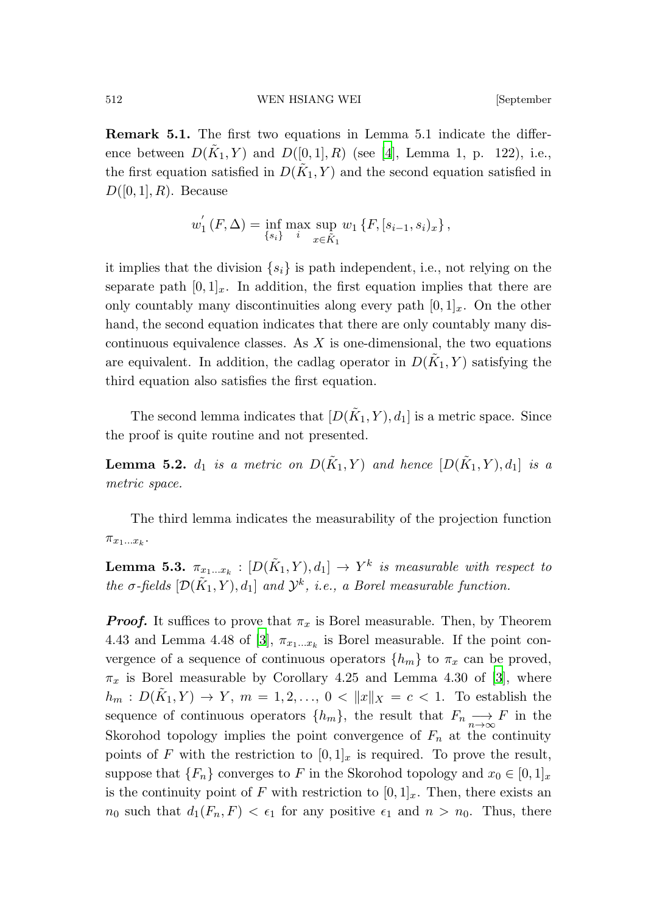**Remark 5.1.** The first two equations in Lemma 5.1 indicate the difference between $D(\tilde{K}_1, Y)$ and $D([0,1], R)$ (see [4], Lemma 1, p. 122), i.e., the first equation satisfied in $D(\tilde{K}_1, Y)$ and the second equation satisfied in $D([0,1], R)$. Because

$$w_1^{'}(F, \Delta) = \inf_{\{s_i\}} \max_i \sup_{x \in \tilde{K}_1} w_1 \{F, [s_{i-1}, s_i)_x\},$$

it implies that the division $\{s_i\}$ is path independent, i.e., not relying on the separate path $[0,1]_x$. In addition, the first equation implies that there are only countably many discontinuities along every path $[0,1]_x$. On the other hand, the second equation indicates that there are only countably many discontinuous equivalence classes. As $X$ is one-dimensional, the two equations are equivalent. In addition, the cadlag operator in $D(\tilde{K}_1, Y)$ satisfying the third equation also satisfies the first equation.

The second lemma indicates that $[D(\tilde{K}_1, Y), d_1]$ is a metric space. Since the proof is quite routine and not presented.

**Lemma 5.2.** *$d_1$ is a metric on $D(\tilde{K}_1, Y)$ and hence $[D(\tilde{K}_1, Y), d_1]$ is a metric space.*

The third lemma indicates the measurability of the projection function $\pi_{x_1 \dots x_k}$.

**Lemma 5.3.** *$\pi_{x_1 \dots x_k} : [D(\tilde{K}_1, Y), d_1] \to Y^k$ is measurable with respect to the $\sigma$-fields $[\mathcal{D}(\tilde{K}_1, Y), d_1]$ and $\mathcal{Y}^k$, i.e., a Borel measurable function.*

***Proof.*** It suffices to prove that $\pi_x$ is Borel measurable. Then, by Theorem 4.43 and Lemma 4.48 of [3], $\pi_{x_1 \dots x_k}$ is Borel measurable. If the point convergence of a sequence of continuous operators $\{h_m\}$ to $\pi_x$ can be proved, $\pi_x$ is Borel measurable by Corollary 4.25 and Lemma 4.30 of [3], where $h_m : D(\tilde{K}_1, Y) \to Y$, $m = 1, 2, \dots$, $0 < \|x\|_X = c < 1$. To establish the sequence of continuous operators $\{h_m\}$, the result that $F_n \underset{n \to \infty}{\longrightarrow} F$ in the Skorohod topology implies the point convergence of $F_n$ at the continuity points of $F$ with the restriction to $[0,1]_x$ is required. To prove the result, suppose that $\{F_n\}$ converges to $F$ in the Skorohod topology and $x_0 \in [0,1]_x$ is the continuity point of $F$ with restriction to $[0,1]_x$. Then, there exists an $n_0$ such that $d_1(F_n, F) < \epsilon_1$ for any positive $\epsilon_1$ and $n > n_0$. Thus, there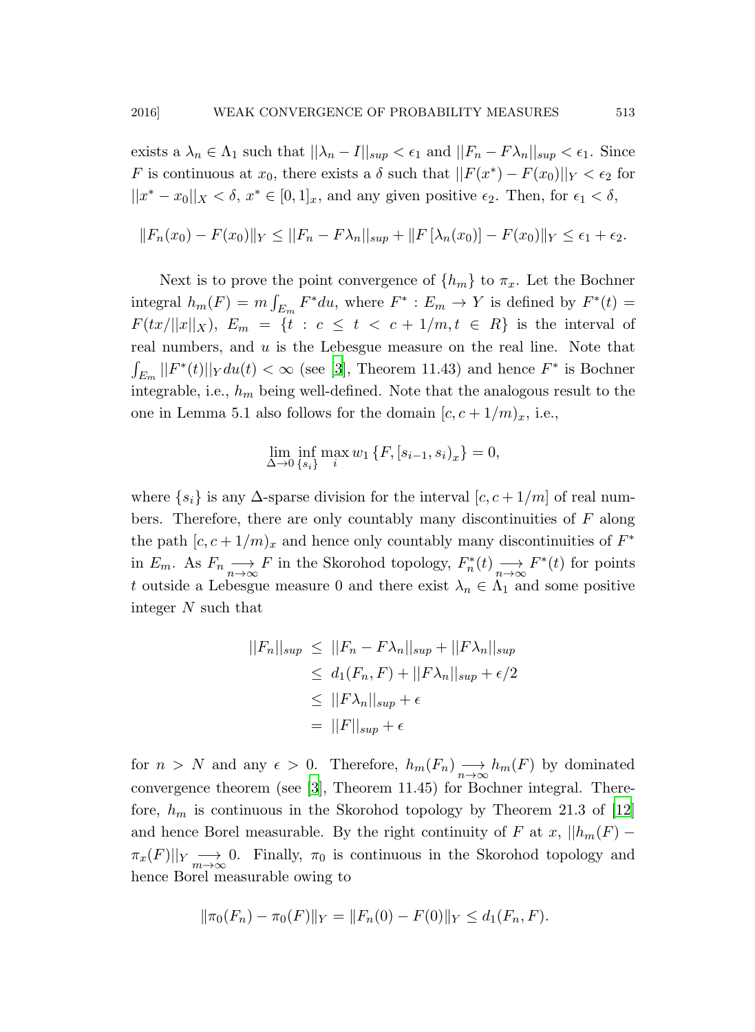exists a $\lambda_n \in \Lambda_1$ such that $||\lambda_n - I||_{sup} < \epsilon_1$ and $||F_n - F\lambda_n||_{sup} < \epsilon_1$. Since $F$ is continuous at $x_0$, there exists a $\delta$ such that $||F(x^*) - F(x_0)||_Y < \epsilon_2$ for $||x^* - x_0||_X < \delta$, $x^* \in [0,1]_x$, and any given positive $\epsilon_2$. Then, for $\epsilon_1 < \delta$,

$$\|F_n(x_0) - F(x_0)\|_Y \le ||F_n - F\lambda_n||_{sup} + \|F[\lambda_n(x_0)] - F(x_0)\|_Y \le \epsilon_1 + \epsilon_2.$$

Next is to prove the point convergence of $\{h_m\}$ to $\pi_x$. Let the Bochner integral $h_m(F) = m\int_{E_m} F^* du$, where $F^* : E_m \to Y$ is defined by $F^*(t) = F(tx/||x||_X)$, $E_m = \{t : c \le t < c + 1/m, t \in R\}$ is the interval of real numbers, and $u$ is the Lebesgue measure on the real line. Note that $\int_{E_m} ||F^*(t)||_Y du(t) < \infty$ (see [3], Theorem 11.43) and hence $F^*$ is Bochner integrable, i.e., $h_m$ being well-defined. Note that the analogous result to the one in Lemma 5.1 also follows for the domain $[c, c+1/m)_x$, i.e.,

$$\lim_{\Delta\to 0} \inf_{\{s_i\}} \max_i w_1\{F, [s_{i-1}, s_i)_x\} = 0,$$

where $\{s_i\}$ is any $\Delta$-sparse division for the interval $[c, c+1/m]$ of real numbers. Therefore, there are only countably many discontinuities of $F$ along the path $[c, c+1/m)_x$ and hence only countably many discontinuities of $F^*$ in $E_m$. As $F_n \underset{n\to\infty}{\longrightarrow} F$ in the Skorohod topology, $F_n^*(t) \underset{n\to\infty}{\longrightarrow} F^*(t)$ for points $t$ outside a Lebesgue measure 0 and there exist $\lambda_n \in \Lambda_1$ and some positive integer $N$ such that

$$\begin{aligned}
||F_n||_{sup} &\le ||F_n - F\lambda_n||_{sup} + ||F\lambda_n||_{sup} \\
&\le d_1(F_n, F) + ||F\lambda_n||_{sup} + \epsilon/2 \\
&\le ||F\lambda_n||_{sup} + \epsilon \\
&= ||F||_{sup} + \epsilon
\end{aligned}$$

for $n > N$ and any $\epsilon > 0$. Therefore, $h_m(F_n) \underset{n\to\infty}{\longrightarrow} h_m(F)$ by dominated convergence theorem (see [3], Theorem 11.45) for Bochner integral. Therefore, $h_m$ is continuous in the Skorohod topology by Theorem 21.3 of [12] and hence Borel measurable. By the right continuity of $F$ at $x$, $||h_m(F) - \pi_x(F)||_Y \underset{m\to\infty}{\longrightarrow} 0$. Finally, $\pi_0$ is continuous in the Skorohod topology and hence Borel measurable owing to

$$\|\pi_0(F_n) - \pi_0(F)\|_Y = \|F_n(0) - F(0)\|_Y \le d_1(F_n, F).$$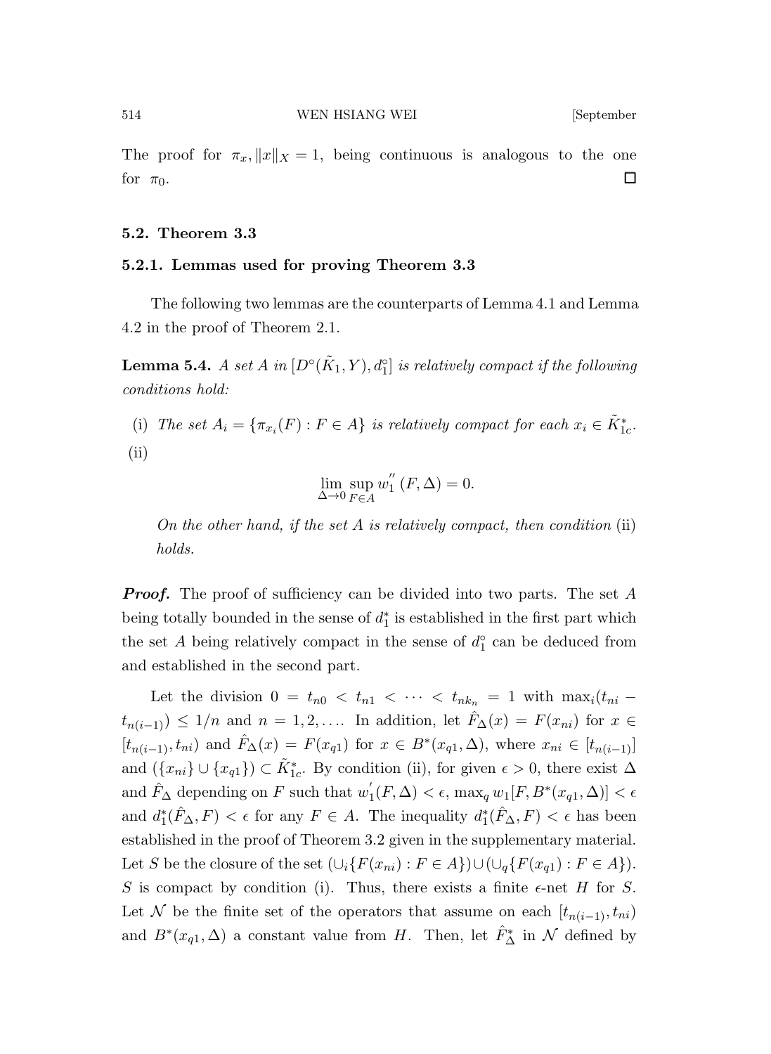The proof for $\pi_x, \|x\|_X = 1$, being continuous is analogous to the one for $\pi_0$. $\square$

### 5.2. Theorem 3.3

#### 5.2.1. Lemmas used for proving Theorem 3.3

The following two lemmas are the counterparts of Lemma 4.1 and Lemma 4.2 in the proof of Theorem 2.1.

**Lemma 5.4.** *A set $A$ in $[D^\circ(\tilde{K}_1, Y), d_1^\circ]$ is relatively compact if the following conditions hold:*

(i) *The set $A_i = \{\pi_{x_i}(F) : F \in A\}$ is relatively compact for each $x_i \in \tilde{K}_{1c}^*$.*

(ii)

$$\lim_{\Delta \to 0} \sup_{F \in A} w_1^{''}(F, \Delta) = 0.$$

*On the other hand, if the set $A$ is relatively compact, then condition* (ii) *holds.*

***Proof.*** The proof of sufficiency can be divided into two parts. The set $A$ being totally bounded in the sense of $d_1^*$ is established in the first part which the set $A$ being relatively compact in the sense of $d_1^\circ$ can be deduced from and established in the second part.

Let the division $0 = t_{n0} < t_{n1} < \cdots < t_{nk_n} = 1$ with $\max_i(t_{ni} - t_{n(i-1)}) \leq 1/n$ and $n = 1, 2, \ldots$. In addition, let $\hat{F}_\Delta(x) = F(x_{ni})$ for $x \in [t_{n(i-1)}, t_{ni})$ and $\hat{F}_\Delta(x) = F(x_{q1})$ for $x \in B^*(x_{q1}, \Delta)$, where $x_{ni} \in [t_{n(i-1)}]$ and $(\{x_{ni}\} \cup \{x_{q1}\}) \subset \tilde{K}_{1c}^*$. By condition (ii), for given $\epsilon > 0$, there exist $\Delta$ and $\hat{F}_\Delta$ depending on $F$ such that $w_1^{'}(F, \Delta) < \epsilon$, $\max_q w_1[F, B^*(x_{q1}, \Delta)] < \epsilon$ and $d_1^*(\hat{F}_\Delta, F) < \epsilon$ for any $F \in A$. The inequality $d_1^*(\hat{F}_\Delta, F) < \epsilon$ has been established in the proof of Theorem 3.2 given in the supplementary material. Let $S$ be the closure of the set $(\cup_i \{F(x_{ni}) : F \in A\}) \cup (\cup_q \{F(x_{q1}) : F \in A\})$. $S$ is compact by condition (i). Thus, there exists a finite $\epsilon$-net $H$ for $S$. Let $\mathcal{N}$ be the finite set of the operators that assume on each $[t_{n(i-1)}, t_{ni})$ and $B^*(x_{q1}, \Delta)$ a constant value from $H$. Then, let $\hat{F}_\Delta^*$ in $\mathcal{N}$ defined by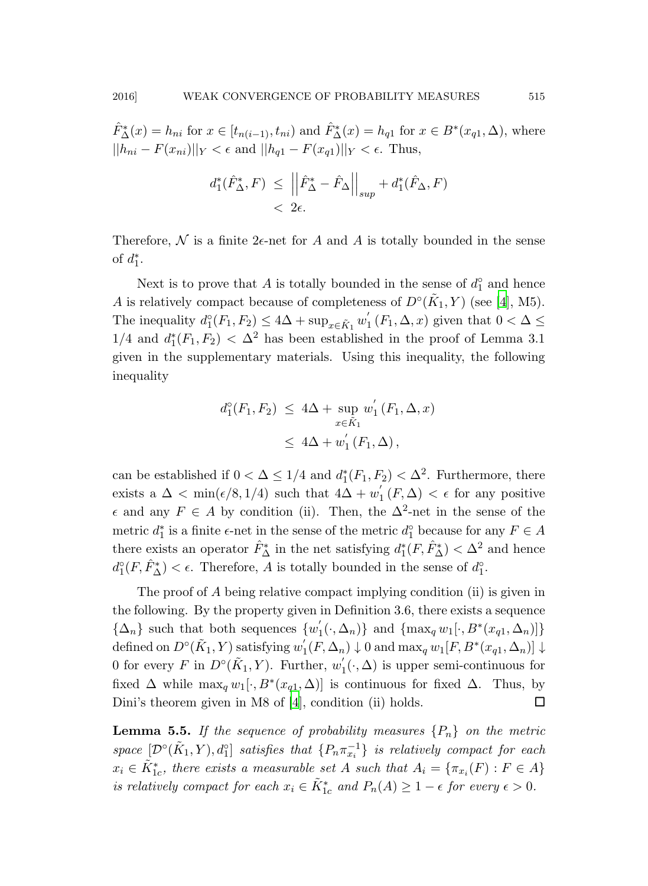$\hat{F}^*_\Delta(x) = h_{ni}$ for $x \in [t_{n(i-1)}, t_{ni})$ and $\hat{F}^*_\Delta(x) = h_{q1}$ for $x \in B^*(x_{q1}, \Delta)$, where $||h_{ni} - F(x_{ni})||_Y < \epsilon$ and $||h_{q1} - F(x_{q1})||_Y < \epsilon$. Thus,

$$
\begin{aligned}
d_1^*(\hat{F}^*_\Delta, F) \;&\leq\; \left|\left|\hat{F}^*_\Delta - \hat{F}_\Delta\right|\right|_{sup} + d_1^*(\hat{F}_\Delta, F) \\
&<\; 2\epsilon.
\end{aligned}
$$

Therefore, $\mathcal{N}$ is a finite $2\epsilon$-net for $A$ and $A$ is totally bounded in the sense of $d_1^*$.

Next is to prove that $A$ is totally bounded in the sense of $d_1^\circ$ and hence $A$ is relatively compact because of completeness of $D^\circ(\tilde{K}_1, Y)$ (see [4], M5). The inequality $d_1^\circ(F_1, F_2) \leq 4\Delta + \sup_{x\in\tilde{K}_1} w_1^{'}(F_1, \Delta, x)$ given that $0 < \Delta \leq 1/4$ and $d_1^*(F_1, F_2) < \Delta^2$ has been established in the proof of Lemma 3.1 given in the supplementary materials. Using this inequality, the following inequality

$$
\begin{aligned}
d_1^\circ(F_1, F_2) \;&\leq\; 4\Delta + \sup_{x\in\tilde{K}_1} w_1^{'}(F_1, \Delta, x) \\
&\leq\; 4\Delta + w_1^{'}(F_1, \Delta),
\end{aligned}
$$

can be established if $0 < \Delta \leq 1/4$ and $d_1^*(F_1, F_2) < \Delta^2$. Furthermore, there exists a $\Delta < \min(\epsilon/8, 1/4)$ such that $4\Delta + w_1^{'}(F, \Delta) < \epsilon$ for any positive $\epsilon$ and any $F \in A$ by condition (ii). Then, the $\Delta^2$-net in the sense of the metric $d_1^*$ is a finite $\epsilon$-net in the sense of the metric $d_1^\circ$ because for any $F \in A$ there exists an operator $\hat{F}^*_\Delta$ in the net satisfying $d_1^*(F, \hat{F}^*_\Delta) < \Delta^2$ and hence $d_1^\circ(F, \hat{F}^*_\Delta) < \epsilon$. Therefore, $A$ is totally bounded in the sense of $d_1^\circ$.

The proof of $A$ being relative compact implying condition (ii) is given in the following. By the property given in Definition 3.6, there exists a sequence $\{\Delta_n\}$ such that both sequences $\{w_1^{'}(\cdot, \Delta_n)\}$ and $\{\max_q w_1[\cdot, B^*(x_{q1}, \Delta_n)]\}$ defined on $D^\circ(\tilde{K}_1, Y)$ satisfying $w_1^{'}(F, \Delta_n) \downarrow 0$ and $\max_q w_1[F, B^*(x_{q1}, \Delta_n)] \downarrow 0$ for every $F$ in $D^\circ(\tilde{K}_1, Y)$. Further, $w_1^{'}(\cdot, \Delta)$ is upper semi-continuous for fixed $\Delta$ while $\max_q w_1[\cdot, B^*(x_{q1}, \Delta)]$ is continuous for fixed $\Delta$. Thus, by Dini's theorem given in M8 of [4], condition (ii) holds. $\square$

**Lemma 5.5.** *If the sequence of probability measures $\{P_n\}$ on the metric space $[\mathcal{D}^\circ(\tilde{K}_1, Y), d_1^\circ]$ satisfies that $\{P_n\pi_{x_i}^{-1}\}$ is relatively compact for each $x_i \in \tilde{K}^*_{1c}$, there exists a measurable set $A$ such that $A_i = \{\pi_{x_i}(F) : F \in A\}$ is relatively compact for each $x_i \in \tilde{K}^*_{1c}$ and $P_n(A) \geq 1 - \epsilon$ for every $\epsilon > 0$.*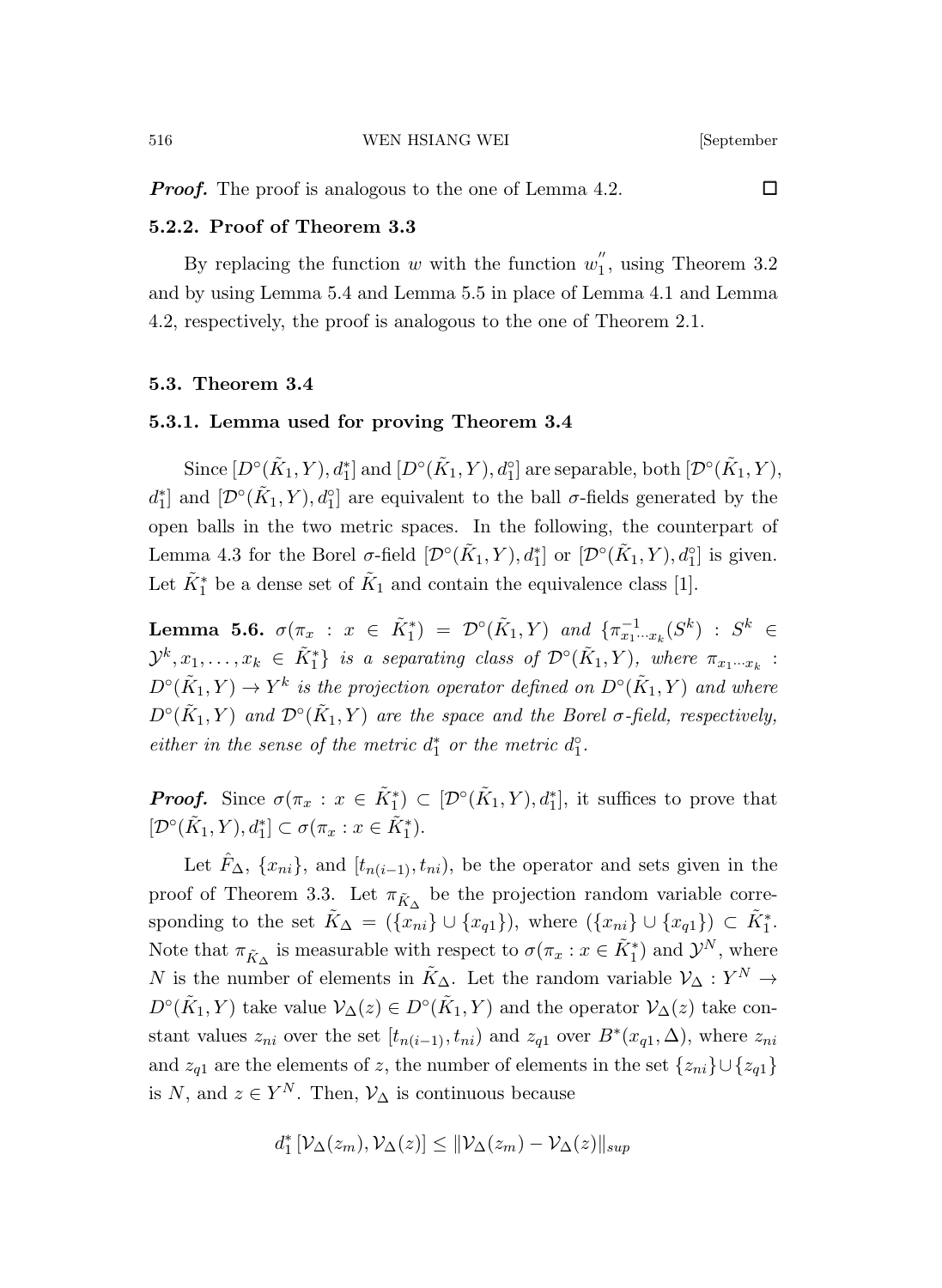***Proof.*** The proof is analogous to the one of Lemma 4.2. $\square$

### 5.2.2. Proof of Theorem 3.3

By replacing the function $w$ with the function $w_1^{''}$, using Theorem 3.2 and by using Lemma 5.4 and Lemma 5.5 in place of Lemma 4.1 and Lemma 4.2, respectively, the proof is analogous to the one of Theorem 2.1.

## 5.3. Theorem 3.4

### 5.3.1. Lemma used for proving Theorem 3.4

Since $[D^\circ(\tilde{K}_1, Y), d_1^*]$ and $[D^\circ(\tilde{K}_1, Y), d_1^\circ]$ are separable, both $[\mathcal{D}^\circ(\tilde{K}_1, Y), d_1^*]$ and $[\mathcal{D}^\circ(\tilde{K}_1, Y), d_1^\circ]$ are equivalent to the ball $\sigma$-fields generated by the open balls in the two metric spaces. In the following, the counterpart of Lemma 4.3 for the Borel $\sigma$-field $[\mathcal{D}^\circ(\tilde{K}_1, Y), d_1^*]$ or $[\mathcal{D}^\circ(\tilde{K}_1, Y), d_1^\circ]$ is given. Let $\tilde{K}_1^*$ be a dense set of $\tilde{K}_1$ and contain the equivalence class [1].

**Lemma 5.6.** *$\sigma(\pi_x : x \in \tilde{K}_1^*) = \mathcal{D}^\circ(\tilde{K}_1, Y)$ and $\{\pi_{x_1\cdots x_k}^{-1}(S^k) : S^k \in \mathcal{Y}^k, x_1, \ldots, x_k \in \tilde{K}_1^*\}$ is a separating class of $\mathcal{D}^\circ(\tilde{K}_1, Y)$, where $\pi_{x_1\cdots x_k} : D^\circ(\tilde{K}_1, Y) \to Y^k$ is the projection operator defined on $D^\circ(\tilde{K}_1, Y)$ and where $D^\circ(\tilde{K}_1, Y)$ and $\mathcal{D}^\circ(\tilde{K}_1, Y)$ are the space and the Borel $\sigma$-field, respectively, either in the sense of the metric $d_1^*$ or the metric $d_1^\circ$.*

***Proof.*** Since $\sigma(\pi_x : x \in \tilde{K}_1^*) \subset [\mathcal{D}^\circ(\tilde{K}_1, Y), d_1^*]$, it suffices to prove that $[\mathcal{D}^\circ(\tilde{K}_1, Y), d_1^*] \subset \sigma(\pi_x : x \in \tilde{K}_1^*)$.

Let $\hat{F}_\Delta$, $\{x_{ni}\}$, and $[t_{n(i-1)}, t_{ni})$, be the operator and sets given in the proof of Theorem 3.3. Let $\pi_{\tilde{K}_\Delta}$ be the projection random variable corresponding to the set $\tilde{K}_\Delta = (\{x_{ni}\} \cup \{x_{q1}\})$, where $(\{x_{ni}\} \cup \{x_{q1}\}) \subset \tilde{K}_1^*$. Note that $\pi_{\tilde{K}_\Delta}$ is measurable with respect to $\sigma(\pi_x : x \in \tilde{K}_1^*)$ and $\mathcal{Y}^N$, where $N$ is the number of elements in $\tilde{K}_\Delta$. Let the random variable $\mathcal{V}_\Delta : Y^N \to D^\circ(\tilde{K}_1, Y)$ take value $\mathcal{V}_\Delta(z) \in D^\circ(\tilde{K}_1, Y)$ and the operator $\mathcal{V}_\Delta(z)$ take constant values $z_{ni}$ over the set $[t_{n(i-1)}, t_{ni})$ and $z_{q1}$ over $B^*(x_{q1}, \Delta)$, where $z_{ni}$ and $z_{q1}$ are the elements of $z$, the number of elements in the set $\{z_{ni}\} \cup \{z_{q1}\}$ is $N$, and $z \in Y^N$. Then, $\mathcal{V}_\Delta$ is continuous because

$$d_1^*\left[\mathcal{V}_\Delta(z_m), \mathcal{V}_\Delta(z)\right] \leq \|\mathcal{V}_\Delta(z_m) - \mathcal{V}_\Delta(z)\|_{sup}$$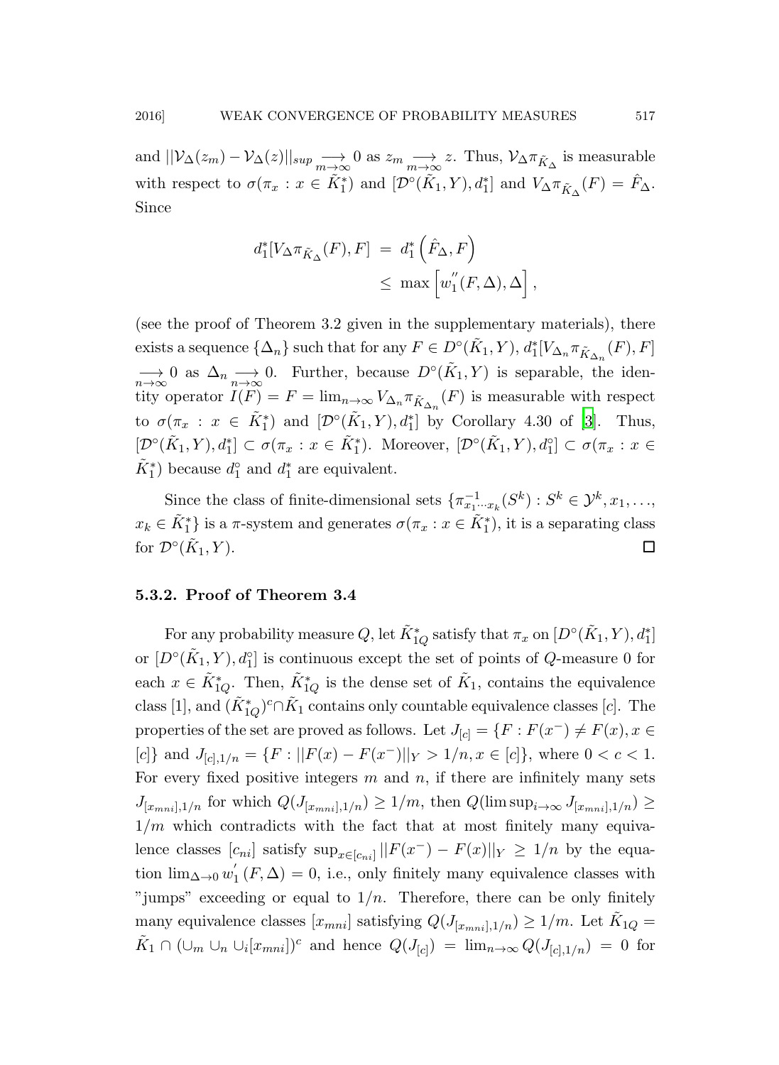and $||\mathcal{V}_\Delta(z_m) - \mathcal{V}_\Delta(z)||_{sup} \underset{m\to\infty}{\longrightarrow} 0$ as $z_m \underset{m\to\infty}{\longrightarrow} z$. Thus, $\mathcal{V}_\Delta \pi_{\tilde{K}_\Delta}$ is measurable with respect to $\sigma(\pi_x : x \in \tilde{K}_1^*)$ and $[\mathcal{D}^\circ(\tilde{K}_1, Y), d_1^*]$ and $V_\Delta \pi_{\tilde{K}_\Delta}(F) = \hat{F}_\Delta$. Since

$$
\begin{aligned}
d_1^*[V_\Delta \pi_{\tilde{K}_\Delta}(F), F] &= d_1^*\left(\hat{F}_\Delta, F\right) \\
&\leq \max\left[w_1^{''}(F, \Delta), \Delta\right],
\end{aligned}
$$

(see the proof of Theorem 3.2 given in the supplementary materials), there exists a sequence $\{\Delta_n\}$ such that for any $F \in D^\circ(\tilde{K}_1, Y)$, $d_1^*[V_{\Delta_n}\pi_{\tilde{K}_{\Delta_n}}(F), F] \underset{n\to\infty}{\longrightarrow} 0$ as $\Delta_n \underset{n\to\infty}{\longrightarrow} 0$. Further, because $D^\circ(\tilde{K}_1, Y)$ is separable, the identity operator $I(F) = F = \lim_{n\to\infty} V_{\Delta_n}\pi_{\tilde{K}_{\Delta_n}}(F)$ is measurable with respect to $\sigma(\pi_x : x \in \tilde{K}_1^*)$ and $[\mathcal{D}^\circ(\tilde{K}_1, Y), d_1^*]$ by Corollary 4.30 of [3]. Thus, $[\mathcal{D}^\circ(\tilde{K}_1, Y), d_1^*] \subset \sigma(\pi_x : x \in \tilde{K}_1^*)$. Moreover, $[\mathcal{D}^\circ(\tilde{K}_1, Y), d_1^\circ] \subset \sigma(\pi_x : x \in \tilde{K}_1^*)$ because $d_1^\circ$ and $d_1^*$ are equivalent.

Since the class of finite-dimensional sets $\{\pi^{-1}_{x_1\cdots x_k}(S^k) : S^k \in \mathcal{Y}^k, x_1, \ldots, x_k \in \tilde{K}_1^*\}$ is a $\pi$-system and generates $\sigma(\pi_x : x \in \tilde{K}_1^*)$, it is a separating class for $\mathcal{D}^\circ(\tilde{K}_1, Y)$. □

### 5.3.2. Proof of Theorem 3.4

For any probability measure $Q$, let $\tilde{K}_{1Q}^*$ satisfy that $\pi_x$ on $[D^\circ(\tilde{K}_1, Y), d_1^*]$ or $[D^\circ(\tilde{K}_1, Y), d_1^\circ]$ is continuous except the set of points of $Q$-measure 0 for each $x \in \tilde{K}_{1Q}^*$. Then, $\tilde{K}_{1Q}^*$ is the dense set of $\tilde{K}_1$, contains the equivalence class [1], and $(\tilde{K}_{1Q}^*)^c \cap \tilde{K}_1$ contains only countable equivalence classes $[c]$. The properties of the set are proved as follows. Let $J_{[c]} = \{F : F(x^-) \neq F(x), x \in [c]\}$ and $J_{[c],1/n} = \{F : ||F(x) - F(x^-)||_Y > 1/n, x \in [c]\}$, where $0 < c < 1$. For every fixed positive integers $m$ and $n$, if there are infinitely many sets $J_{[x_{mni}],1/n}$ for which $Q(J_{[x_{mni}],1/n}) \geq 1/m$, then $Q(\limsup_{i\to\infty} J_{[x_{mni}],1/n}) \geq 1/m$ which contradicts with the fact that at most finitely many equivalence classes $[c_{ni}]$ satisfy $\sup_{x\in[c_{ni}]} ||F(x^-) - F(x)||_Y \geq 1/n$ by the equation $\lim_{\Delta\to 0} w_1^{'}(F, \Delta) = 0$, i.e., only finitely many equivalence classes with "jumps" exceeding or equal to $1/n$. Therefore, there can be only finitely many equivalence classes $[x_{mni}]$ satisfying $Q(J_{[x_{mni}],1/n}) \geq 1/m$. Let $\tilde{K}_{1Q} = \tilde{K}_1 \cap (\cup_m \cup_n \cup_i [x_{mni}])^c$ and hence $Q(J_{[c]}) = \lim_{n\to\infty} Q(J_{[c],1/n}) = 0$ for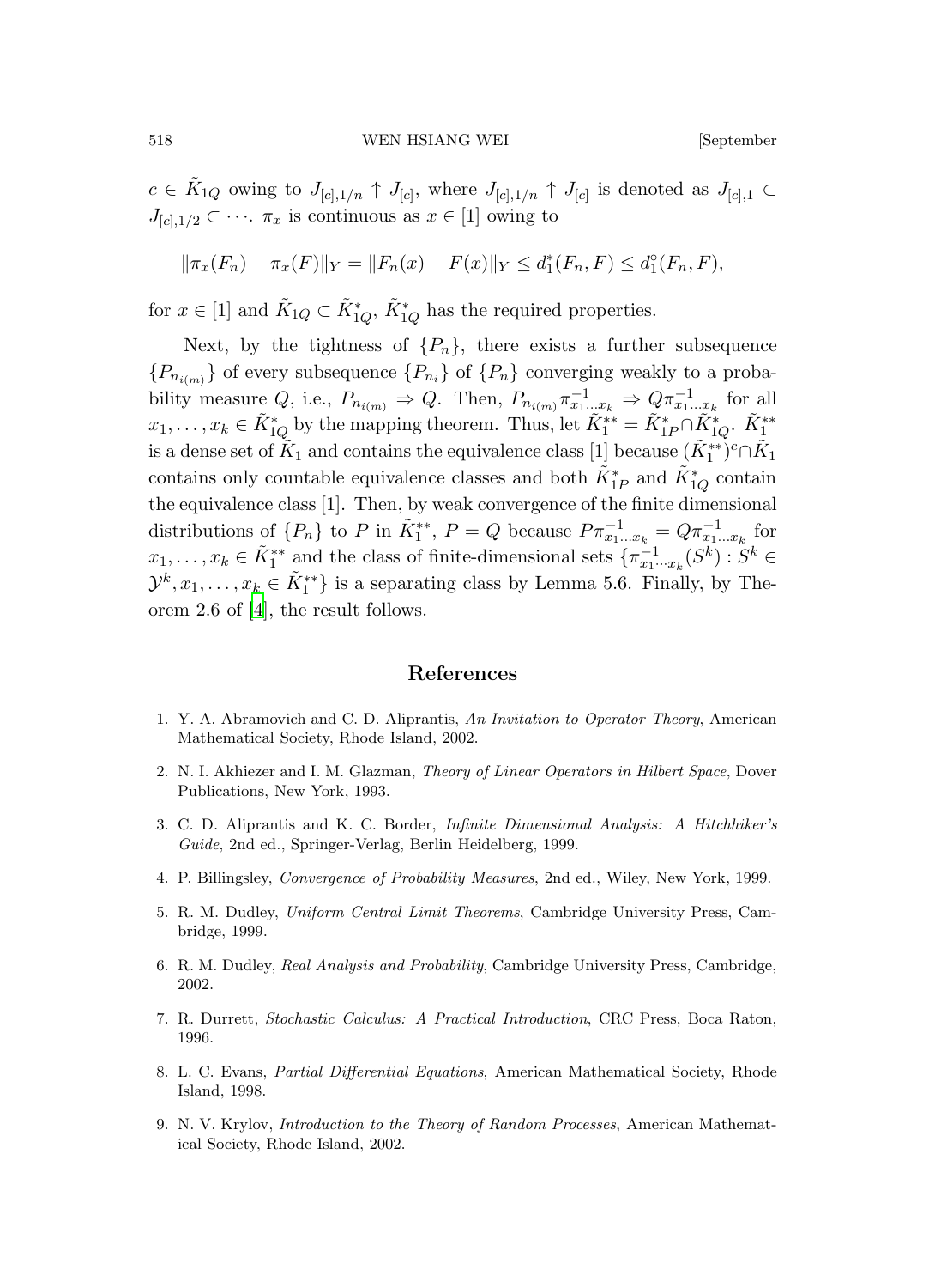$c \in \tilde{K}_{1Q}$ owing to $J_{[c],1/n} \uparrow J_{[c]}$, where $J_{[c],1/n} \uparrow J_{[c]}$ is denoted as $J_{[c],1} \subset J_{[c],1/2} \subset \cdots$. $\pi_x$ is continuous as $x \in [1]$ owing to

$$\|\pi_x(F_n) - \pi_x(F)\|_Y = \|F_n(x) - F(x)\|_Y \leq d_1^*(F_n, F) \leq d_1^\circ(F_n, F),$$

for $x \in [1]$ and $\tilde{K}_{1Q} \subset \tilde{K}_{1Q}^*$, $\tilde{K}_{1Q}^*$ has the required properties.

Next, by the tightness of $\{P_n\}$, there exists a further subsequence $\{P_{n_{i(m)}}\}$ of every subsequence $\{P_{n_i}\}$ of $\{P_n\}$ converging weakly to a probability measure $Q$, i.e., $P_{n_{i(m)}} \Rightarrow Q$. Then, $P_{n_{i(m)}} \pi^{-1}_{x_1 \dots x_k} \Rightarrow Q \pi^{-1}_{x_1 \dots x_k}$ for all $x_1, \dots, x_k \in \tilde{K}_{1Q}^*$ by the mapping theorem. Thus, let $\tilde{K}_1^{**} = \tilde{K}_{1P}^* \cap \tilde{K}_{1Q}^*$. $\tilde{K}_1^{**}$ is a dense set of $\tilde{K}_1$ and contains the equivalence class $[1]$ because $(\tilde{K}_1^{**})^c \cap \tilde{K}_1$ contains only countable equivalence classes and both $\tilde{K}_{1P}^*$ and $\tilde{K}_{1Q}^*$ contain the equivalence class $[1]$. Then, by weak convergence of the finite dimensional distributions of $\{P_n\}$ to $P$ in $\tilde{K}_1^{**}$, $P = Q$ because $P \pi^{-1}_{x_1 \dots x_k} = Q \pi^{-1}_{x_1 \dots x_k}$ for $x_1, \dots, x_k \in \tilde{K}_1^{**}$ and the class of finite-dimensional sets $\{\pi^{-1}_{x_1 \cdots x_k}(S^k) : S^k \in \mathcal{Y}^k, x_1, \dots, x_k \in \tilde{K}_1^{**}\}$ is a separating class by Lemma 5.6. Finally, by Theorem 2.6 of [4], the result follows.

## References

1. Y. A. Abramovich and C. D. Aliprantis, *An Invitation to Operator Theory*, American Mathematical Society, Rhode Island, 2002.
2. N. I. Akhiezer and I. M. Glazman, *Theory of Linear Operators in Hilbert Space*, Dover Publications, New York, 1993.
3. C. D. Aliprantis and K. C. Border, *Infinite Dimensional Analysis: A Hitchhiker's Guide*, 2nd ed., Springer-Verlag, Berlin Heidelberg, 1999.
4. P. Billingsley, *Convergence of Probability Measures*, 2nd ed., Wiley, New York, 1999.
5. R. M. Dudley, *Uniform Central Limit Theorems*, Cambridge University Press, Cambridge, 1999.
6. R. M. Dudley, *Real Analysis and Probability*, Cambridge University Press, Cambridge, 2002.
7. R. Durrett, *Stochastic Calculus: A Practical Introduction*, CRC Press, Boca Raton, 1996.
8. L. C. Evans, *Partial Differential Equations*, American Mathematical Society, Rhode Island, 1998.
9. N. V. Krylov, *Introduction to the Theory of Random Processes*, American Mathematical Society, Rhode Island, 2002.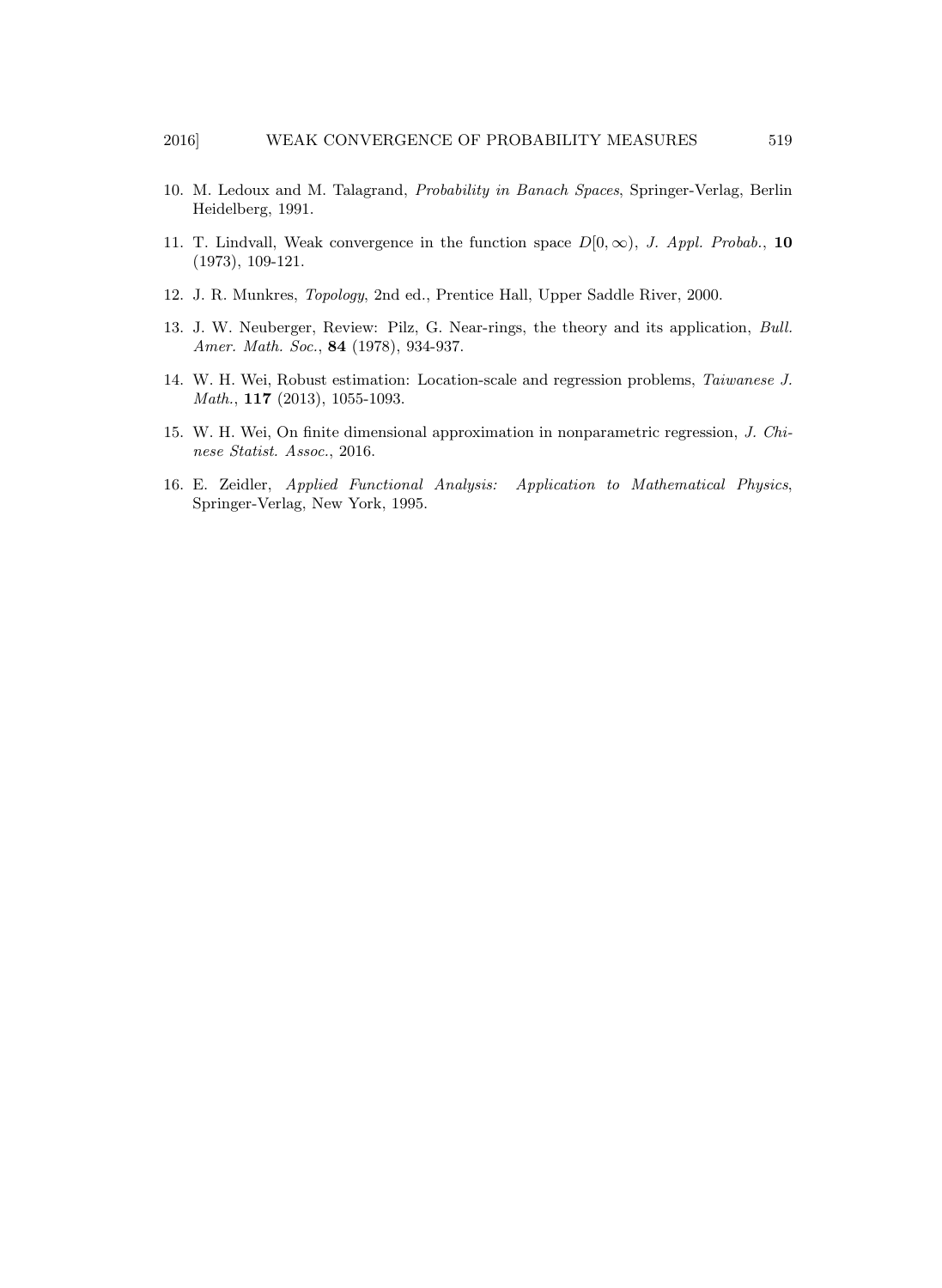10. M. Ledoux and M. Talagrand, *Probability in Banach Spaces*, Springer-Verlag, Berlin Heidelberg, 1991.

11. T. Lindvall, Weak convergence in the function space $D[0, \infty)$, *J. Appl. Probab.*, **10** (1973), 109-121.

12. J. R. Munkres, *Topology*, 2nd ed., Prentice Hall, Upper Saddle River, 2000.

13. J. W. Neuberger, Review: Pilz, G. Near-rings, the theory and its application, *Bull. Amer. Math. Soc.*, **84** (1978), 934-937.

14. W. H. Wei, Robust estimation: Location-scale and regression problems, *Taiwanese J. Math.*, **117** (2013), 1055-1093.

15. W. H. Wei, On finite dimensional approximation in nonparametric regression, *J. Chinese Statist. Assoc.*, 2016.

16. E. Zeidler, *Applied Functional Analysis: Application to Mathematical Physics*, Springer-Verlag, New York, 1995.